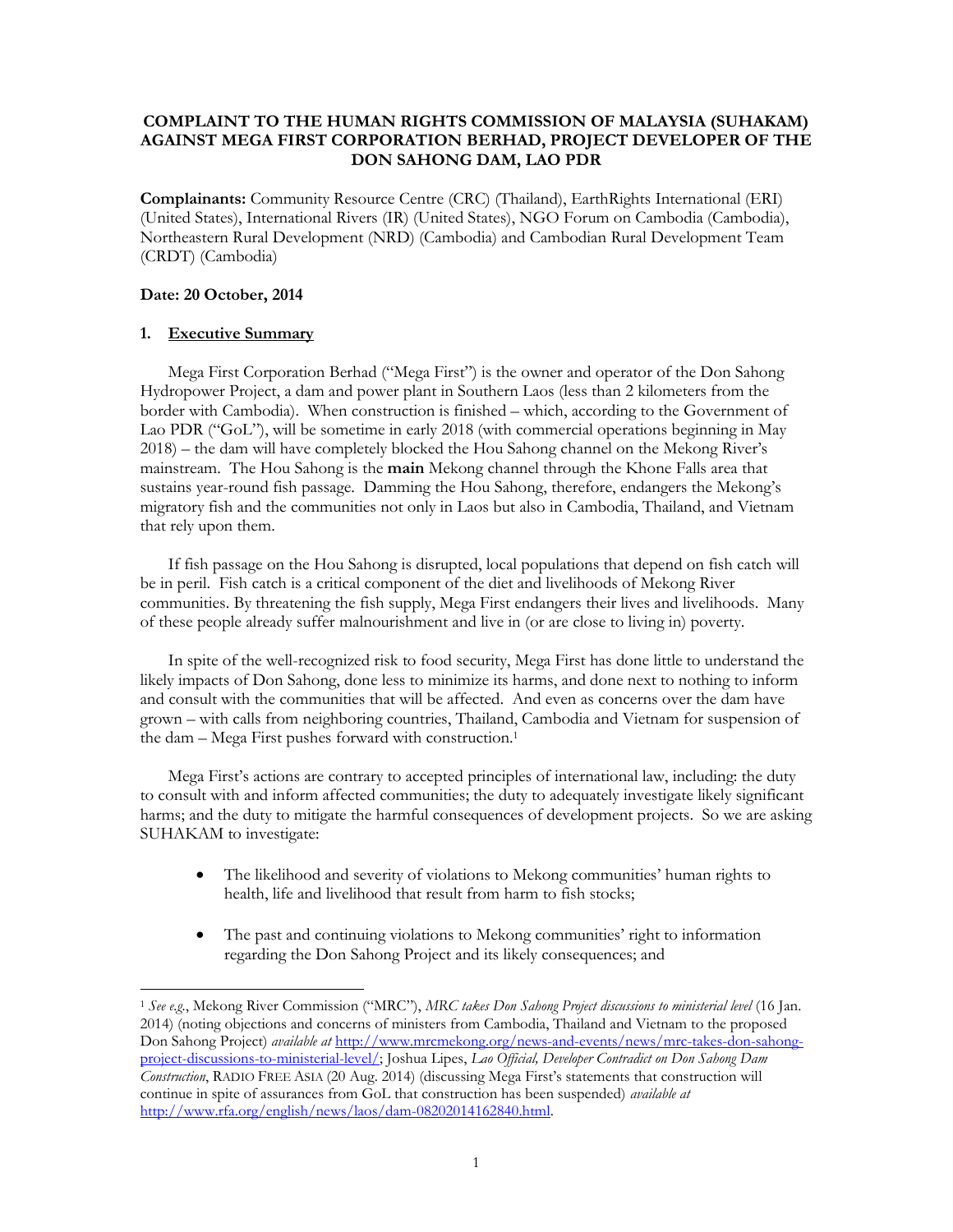**COMPLAINT TO THE HUMAN RIGHTS COMMISSION OF MALAYSIA (SUHAKAM) AGAINST MEGA FIRST CORPORATION BERHAD, PROJECT DEVELOPER OF THE DON SAHONG DAM, LAO PDR**

**Complainants:** Community Resource Centre (CRC) (Thailand), EarthRights International (ERI) (United States), International Rivers (IR) (United States), NGO Forum on Cambodia (Cambodia), Northeastern Rural Development (NRD) (Cambodia) and Cambodian Rural Development Team (CRDT) (Cambodia)

**Date: 20 October, 2014**

## 1. Executive Summary

Mega First Corporation Berhad ("Mega First") is the owner and operator of the Don Sahong Hydropower Project, a dam and power plant in Southern Laos (less than 2 kilometers from the border with Cambodia). When construction is finished – which, according to the Government of Lao PDR ("GoL"), will be sometime in early 2018 (with commercial operations beginning in May 2018) – the dam will have completely blocked the Hou Sahong channel on the Mekong River's mainstream. The Hou Sahong is the **main** Mekong channel through the Khone Falls area that sustains year-round fish passage. Damming the Hou Sahong, therefore, endangers the Mekong's migratory fish and the communities not only in Laos but also in Cambodia, Thailand, and Vietnam that rely upon them.

If fish passage on the Hou Sahong is disrupted, local populations that depend on fish catch will be in peril. Fish catch is a critical component of the diet and livelihoods of Mekong River communities. By threatening the fish supply, Mega First endangers their lives and livelihoods. Many of these people already suffer malnourishment and live in (or are close to living in) poverty.

In spite of the well-recognized risk to food security, Mega First has done little to understand the likely impacts of Don Sahong, done less to minimize its harms, and done next to nothing to inform and consult with the communities that will be affected. And even as concerns over the dam have grown – with calls from neighboring countries, Thailand, Cambodia and Vietnam for suspension of the dam – Mega First pushes forward with construction.[1]

Mega First's actions are contrary to accepted principles of international law, including: the duty to consult with and inform affected communities; the duty to adequately investigate likely significant harms; and the duty to mitigate the harmful consequences of development projects. So we are asking SUHAKAM to investigate:

- The likelihood and severity of violations to Mekong communities' human rights to health, life and livelihood that result from harm to fish stocks;
- The past and continuing violations to Mekong communities' right to information regarding the Don Sahong Project and its likely consequences; and

---

[1] *See e.g.*, Mekong River Commission ("MRC"), *MRC takes Don Sahong Project discussions to ministerial level* (16 Jan. 2014) (noting objections and concerns of ministers from Cambodia, Thailand and Vietnam to the proposed Don Sahong Project) *available at* http://www.mrcmekong.org/news-and-events/news/mrc-takes-don-sahong-project-discussions-to-ministerial-level/; Joshua Lipes, *Lao Official, Developer Contradict on Don Sahong Dam Construction*, RADIO FREE ASIA (20 Aug. 2014) (discussing Mega First's statements that construction will continue in spite of assurances from GoL that construction has been suspended) *available at* http://www.rfa.org/english/news/laos/dam-08202014162840.html.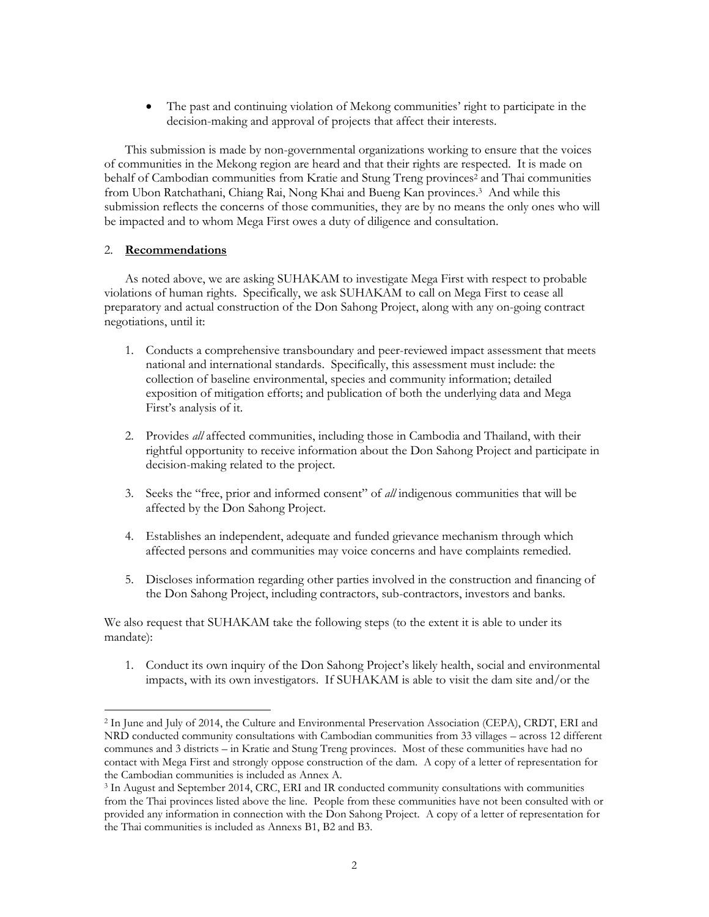- The past and continuing violation of Mekong communities' right to participate in the decision-making and approval of projects that affect their interests.

This submission is made by non-governmental organizations working to ensure that the voices of communities in the Mekong region are heard and that their rights are respected. It is made on behalf of Cambodian communities from Kratie and Stung Treng provinces[2] and Thai communities from Ubon Ratchathani, Chiang Rai, Nong Khai and Bueng Kan provinces.[3] And while this submission reflects the concerns of those communities, they are by no means the only ones who will be impacted and to whom Mega First owes a duty of diligence and consultation.

## 2. **Recommendations**

As noted above, we are asking SUHAKAM to investigate Mega First with respect to probable violations of human rights. Specifically, we ask SUHAKAM to call on Mega First to cease all preparatory and actual construction of the Don Sahong Project, along with any on-going contract negotiations, until it:

1. Conducts a comprehensive transboundary and peer-reviewed impact assessment that meets national and international standards. Specifically, this assessment must include: the collection of baseline environmental, species and community information; detailed exposition of mitigation efforts; and publication of both the underlying data and Mega First's analysis of it.

2. Provides *all* affected communities, including those in Cambodia and Thailand, with their rightful opportunity to receive information about the Don Sahong Project and participate in decision-making related to the project.

3. Seeks the "free, prior and informed consent" of *all* indigenous communities that will be affected by the Don Sahong Project.

4. Establishes an independent, adequate and funded grievance mechanism through which affected persons and communities may voice concerns and have complaints remedied.

5. Discloses information regarding other parties involved in the construction and financing of the Don Sahong Project, including contractors, sub-contractors, investors and banks.

We also request that SUHAKAM take the following steps (to the extent it is able to under its mandate):

1. Conduct its own inquiry of the Don Sahong Project's likely health, social and environmental impacts, with its own investigators. If SUHAKAM is able to visit the dam site and/or the

---

[2] In June and July of 2014, the Culture and Environmental Preservation Association (CEPA), CRDT, ERI and NRD conducted community consultations with Cambodian communities from 33 villages – across 12 different communes and 3 districts – in Kratie and Stung Treng provinces. Most of these communities have had no contact with Mega First and strongly oppose construction of the dam. A copy of a letter of representation for the Cambodian communities is included as Annex A.

[3] In August and September 2014, CRC, ERI and IR conducted community consultations with communities from the Thai provinces listed above the line. People from these communities have not been consulted with or provided any information in connection with the Don Sahong Project. A copy of a letter of representation for the Thai communities is included as Annexs B1, B2 and B3.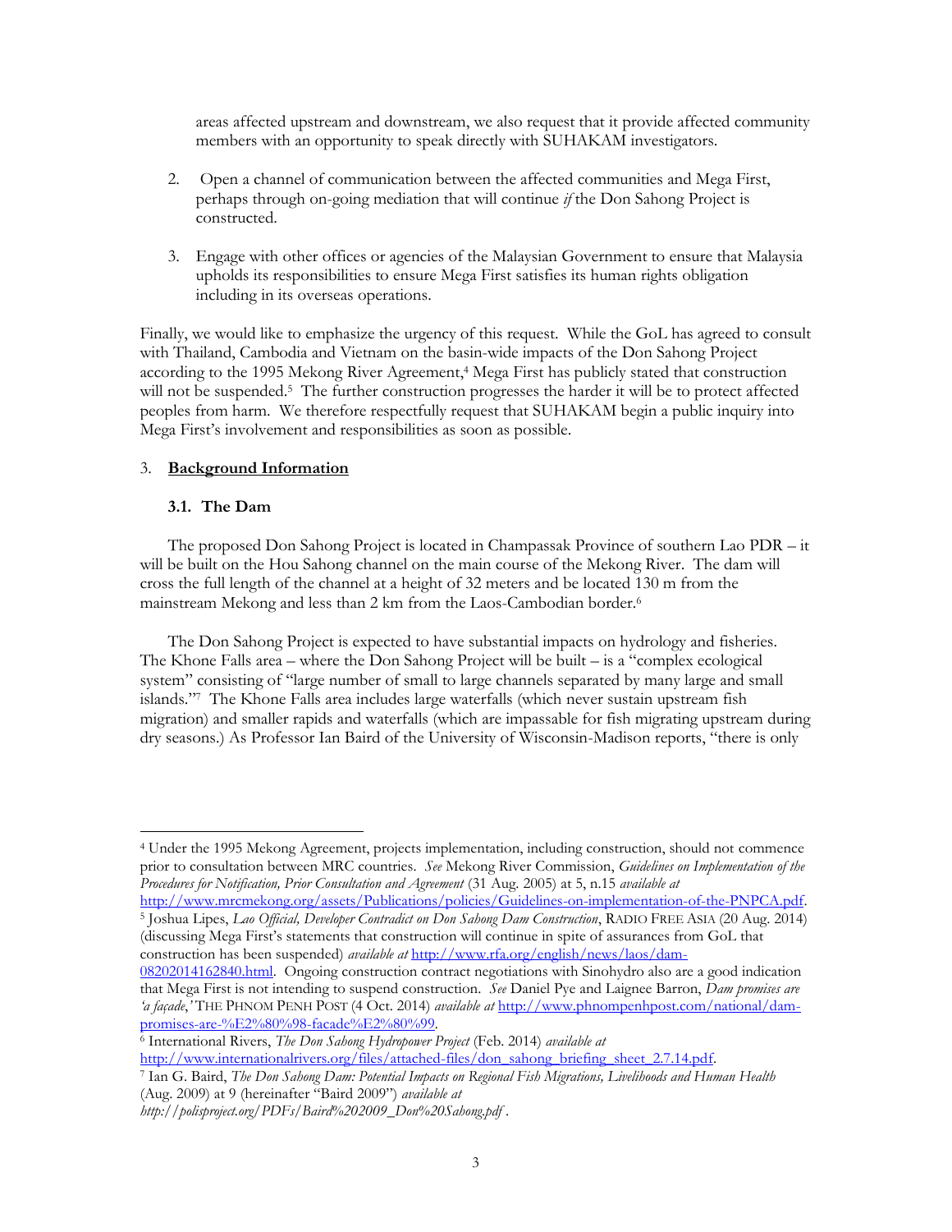areas affected upstream and downstream, we also request that it provide affected community members with an opportunity to speak directly with SUHAKAM investigators.

2. Open a channel of communication between the affected communities and Mega First, perhaps through on-going mediation that will continue *if* the Don Sahong Project is constructed.

3. Engage with other offices or agencies of the Malaysian Government to ensure that Malaysia upholds its responsibilities to ensure Mega First satisfies its human rights obligation including in its overseas operations.

Finally, we would like to emphasize the urgency of this request. While the GoL has agreed to consult with Thailand, Cambodia and Vietnam on the basin-wide impacts of the Don Sahong Project according to the 1995 Mekong River Agreement,[4] Mega First has publicly stated that construction will not be suspended.[5] The further construction progresses the harder it will be to protect affected peoples from harm. We therefore respectfully request that SUHAKAM begin a public inquiry into Mega First's involvement and responsibilities as soon as possible.

## 3. **Background Information**

### 3.1. The Dam

The proposed Don Sahong Project is located in Champassak Province of southern Lao PDR – it will be built on the Hou Sahong channel on the main course of the Mekong River. The dam will cross the full length of the channel at a height of 32 meters and be located 130 m from the mainstream Mekong and less than 2 km from the Laos-Cambodian border.[6]

The Don Sahong Project is expected to have substantial impacts on hydrology and fisheries. The Khone Falls area – where the Don Sahong Project will be built – is a "complex ecological system" consisting of "large number of small to large channels separated by many large and small islands."[7] The Khone Falls area includes large waterfalls (which never sustain upstream fish migration) and smaller rapids and waterfalls (which are impassable for fish migrating upstream during dry seasons.) As Professor Ian Baird of the University of Wisconsin-Madison reports, "there is only

---

[4] Under the 1995 Mekong Agreement, projects implementation, including construction, should not commence prior to consultation between MRC countries. *See* Mekong River Commission, *Guidelines on Implementation of the Procedures for Notification, Prior Consultation and Agreement* (31 Aug. 2005) at 5, n.15 *available at* http://www.mrcmekong.org/assets/Publications/policies/Guidelines-on-implementation-of-the-PNPCA.pdf.

[5] Joshua Lipes, *Lao Official, Developer Contradict on Don Sahong Dam Construction*, RADIO FREE ASIA (20 Aug. 2014) (discussing Mega First's statements that construction will continue in spite of assurances from GoL that construction has been suspended) *available at* http://www.rfa.org/english/news/laos/dam-08202014162840.html. Ongoing construction contract negotiations with Sinohydro also are a good indication that Mega First is not intending to suspend construction. *See* Daniel Pye and Laignee Barron, *Dam promises are 'a façade*,' THE PHNOM PENH POST (4 Oct. 2014) *available at* http://www.phnompenhpost.com/national/dam-promises-are-%E2%80%98-facade%E2%80%99.

[6] International Rivers, *The Don Sahong Hydropower Project* (Feb. 2014) *available at* http://www.internationalrivers.org/files/attached-files/don_sahong_briefing_sheet_2.7.14.pdf.

[7] Ian G. Baird, *The Don Sahong Dam: Potential Impacts on Regional Fish Migrations, Livelihoods and Human Health* (Aug. 2009) at 9 (hereinafter "Baird 2009") *available at* *http://polisproject.org/PDFs/Baird%202009_Don%20Sahong.pdf* .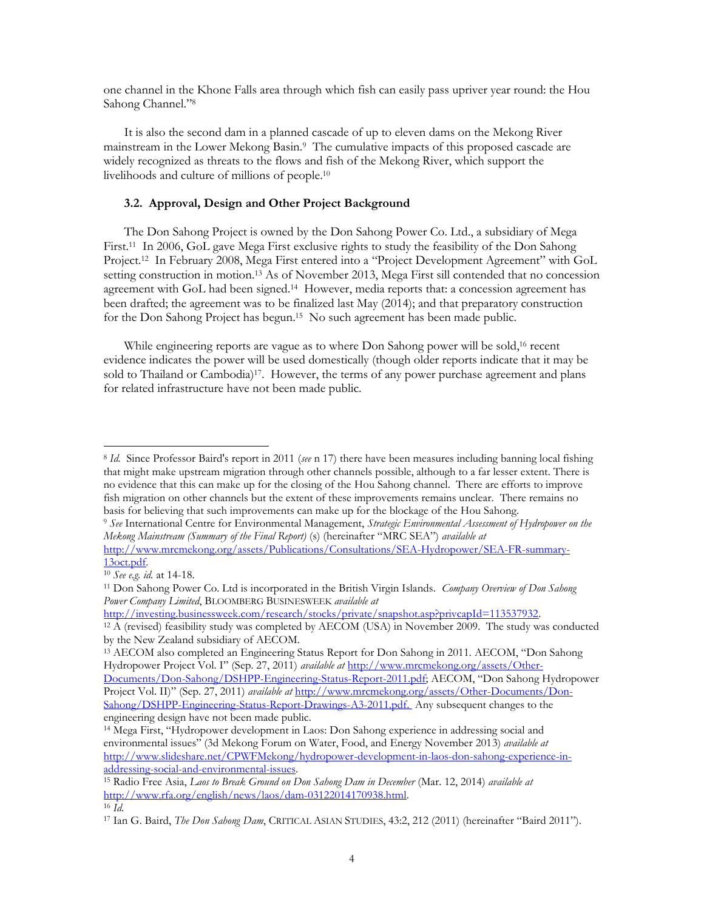one channel in the Khone Falls area through which fish can easily pass upriver year round: the Hou Sahong Channel."[8]

It is also the second dam in a planned cascade of up to eleven dams on the Mekong River mainstream in the Lower Mekong Basin.[9] The cumulative impacts of this proposed cascade are widely recognized as threats to the flows and fish of the Mekong River, which support the livelihoods and culture of millions of people.[10]

### 3.2. Approval, Design and Other Project Background

The Don Sahong Project is owned by the Don Sahong Power Co. Ltd., a subsidiary of Mega First.[11] In 2006, GoL gave Mega First exclusive rights to study the feasibility of the Don Sahong Project.[12] In February 2008, Mega First entered into a "Project Development Agreement" with GoL setting construction in motion.[13] As of November 2013, Mega First sill contended that no concession agreement with GoL had been signed.[14] However, media reports that: a concession agreement has been drafted; the agreement was to be finalized last May (2014); and that preparatory construction for the Don Sahong Project has begun.[15] No such agreement has been made public.

While engineering reports are vague as to where Don Sahong power will be sold,[16] recent evidence indicates the power will be used domestically (though older reports indicate that it may be sold to Thailand or Cambodia)[17]. However, the terms of any power purchase agreement and plans for related infrastructure have not been made public.

---

[8] *Id.* Since Professor Baird's report in 2011 (*see* n 17) there have been measures including banning local fishing that might make upstream migration through other channels possible, although to a far lesser extent. There is no evidence that this can make up for the closing of the Hou Sahong channel. There are efforts to improve fish migration on other channels but the extent of these improvements remains unclear. There remains no basis for believing that such improvements can make up for the blockage of the Hou Sahong.

[9] *See* International Centre for Environmental Management, *Strategic Environmental Assessment of Hydropower on the Mekong Mainstream (Summary of the Final Report)* (s) (hereinafter "MRC SEA") *available at* http://www.mrcmekong.org/assets/Publications/Consultations/SEA-Hydropower/SEA-FR-summary-13oct.pdf.

[10] *See e.g. id.* at 14-18.

[11] Don Sahong Power Co. Ltd is incorporated in the British Virgin Islands. *Company Overview of Don Sahong Power Company Limited*, BLOOMBERG BUSINESWEEK *available at* http://investing.businessweek.com/research/stocks/private/snapshot.asp?privcapId=113537932.

[12] A (revised) feasibility study was completed by AECOM (USA) in November 2009. The study was conducted by the New Zealand subsidiary of AECOM.

[13] AECOM also completed an Engineering Status Report for Don Sahong in 2011. AECOM, "Don Sahong Hydropower Project Vol. I" (Sep. 27, 2011) *available at* http://www.mrcmekong.org/assets/Other-Documents/Don-Sahong/DSHPP-Engineering-Status-Report-2011.pdf; AECOM, "Don Sahong Hydropower Project Vol. II)" (Sep. 27, 2011) *available at* http://www.mrcmekong.org/assets/Other-Documents/Don-Sahong/DSHPP-Engineering-Status-Report-Drawings-A3-2011.pdf. Any subsequent changes to the engineering design have not been made public.

[14] Mega First, "Hydropower development in Laos: Don Sahong experience in addressing social and environmental issues" (3d Mekong Forum on Water, Food, and Energy November 2013) *available at* http://www.slideshare.net/CPWFMekong/hydropower-development-in-laos-don-sahong-experience-in-addressing-social-and-environmental-issues.

[15] Radio Free Asia, *Laos to Break Ground on Don Sahong Dam in December* (Mar. 12, 2014) *available at* http://www.rfa.org/english/news/laos/dam-03122014170938.html.

[16] *Id.*

[17] Ian G. Baird, *The Don Sahong Dam*, CRITICAL ASIAN STUDIES, 43:2, 212 (2011) (hereinafter "Baird 2011").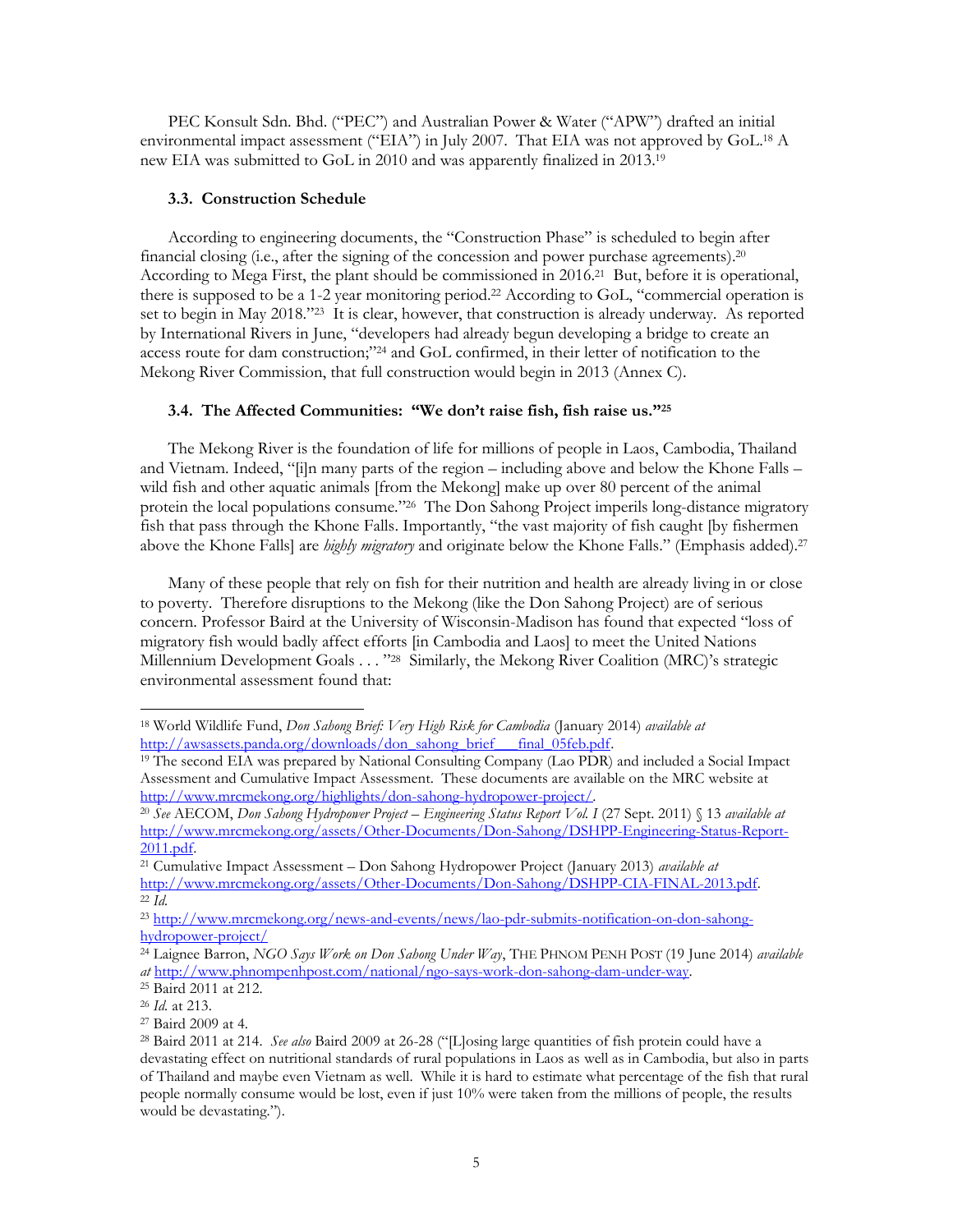PEC Konsult Sdn. Bhd. ("PEC") and Australian Power & Water ("APW") drafted an initial environmental impact assessment ("EIA") in July 2007. That EIA was not approved by GoL.[18] A new EIA was submitted to GoL in 2010 and was apparently finalized in 2013.[19]

### 3.3. Construction Schedule

According to engineering documents, the "Construction Phase" is scheduled to begin after financial closing (i.e., after the signing of the concession and power purchase agreements).[20] According to Mega First, the plant should be commissioned in 2016.[21] But, before it is operational, there is supposed to be a 1-2 year monitoring period.[22] According to GoL, "commercial operation is set to begin in May 2018."[23] It is clear, however, that construction is already underway. As reported by International Rivers in June, "developers had already begun developing a bridge to create an access route for dam construction;"[24] and GoL confirmed, in their letter of notification to the Mekong River Commission, that full construction would begin in 2013 (Annex C).

### 3.4. The Affected Communities: "We don't raise fish, fish raise us."[25]

The Mekong River is the foundation of life for millions of people in Laos, Cambodia, Thailand and Vietnam. Indeed, "[i]n many parts of the region – including above and below the Khone Falls – wild fish and other aquatic animals [from the Mekong] make up over 80 percent of the animal protein the local populations consume."[26] The Don Sahong Project imperils long-distance migratory fish that pass through the Khone Falls. Importantly, "the vast majority of fish caught [by fishermen above the Khone Falls] are *highly migratory* and originate below the Khone Falls." (Emphasis added).[27]

Many of these people that rely on fish for their nutrition and health are already living in or close to poverty. Therefore disruptions to the Mekong (like the Don Sahong Project) are of serious concern. Professor Baird at the University of Wisconsin-Madison has found that expected "loss of migratory fish would badly affect efforts [in Cambodia and Laos] to meet the United Nations Millennium Development Goals . . . "[28] Similarly, the Mekong River Coalition (MRC)'s strategic environmental assessment found that:

---

[18] World Wildlife Fund, *Don Sahong Brief: Very High Risk for Cambodia* (January 2014) *available at* http://awsassets.panda.org/downloads/don_sahong_brief___final_05feb.pdf.

[19] The second EIA was prepared by National Consulting Company (Lao PDR) and included a Social Impact Assessment and Cumulative Impact Assessment. These documents are available on the MRC website at http://www.mrcmekong.org/highlights/don-sahong-hydropower-project/.

[20] *See* AECOM, *Don Sahong Hydropower Project – Engineering Status Report Vol. I* (27 Sept. 2011) § 13 *available at* http://www.mrcmekong.org/assets/Other-Documents/Don-Sahong/DSHPP-Engineering-Status-Report-2011.pdf.

[21] Cumulative Impact Assessment – Don Sahong Hydropower Project (January 2013) *available at* http://www.mrcmekong.org/assets/Other-Documents/Don-Sahong/DSHPP-CIA-FINAL-2013.pdf.

[22] *Id.*

[23] http://www.mrcmekong.org/news-and-events/news/lao-pdr-submits-notification-on-don-sahong-hydropower-project/

[24] Laignee Barron, *NGO Says Work on Don Sahong Under Way*, THE PHNOM PENH POST (19 June 2014) *available at* http://www.phnompenhpost.com/national/ngo-says-work-don-sahong-dam-under-way.

[25] Baird 2011 at 212.

[26] *Id.* at 213.

[27] Baird 2009 at 4.

[28] Baird 2011 at 214. *See also* Baird 2009 at 26-28 ("[L]osing large quantities of fish protein could have a devastating effect on nutritional standards of rural populations in Laos as well as in Cambodia, but also in parts of Thailand and maybe even Vietnam as well. While it is hard to estimate what percentage of the fish that rural people normally consume would be lost, even if just 10% were taken from the millions of people, the results would be devastating.").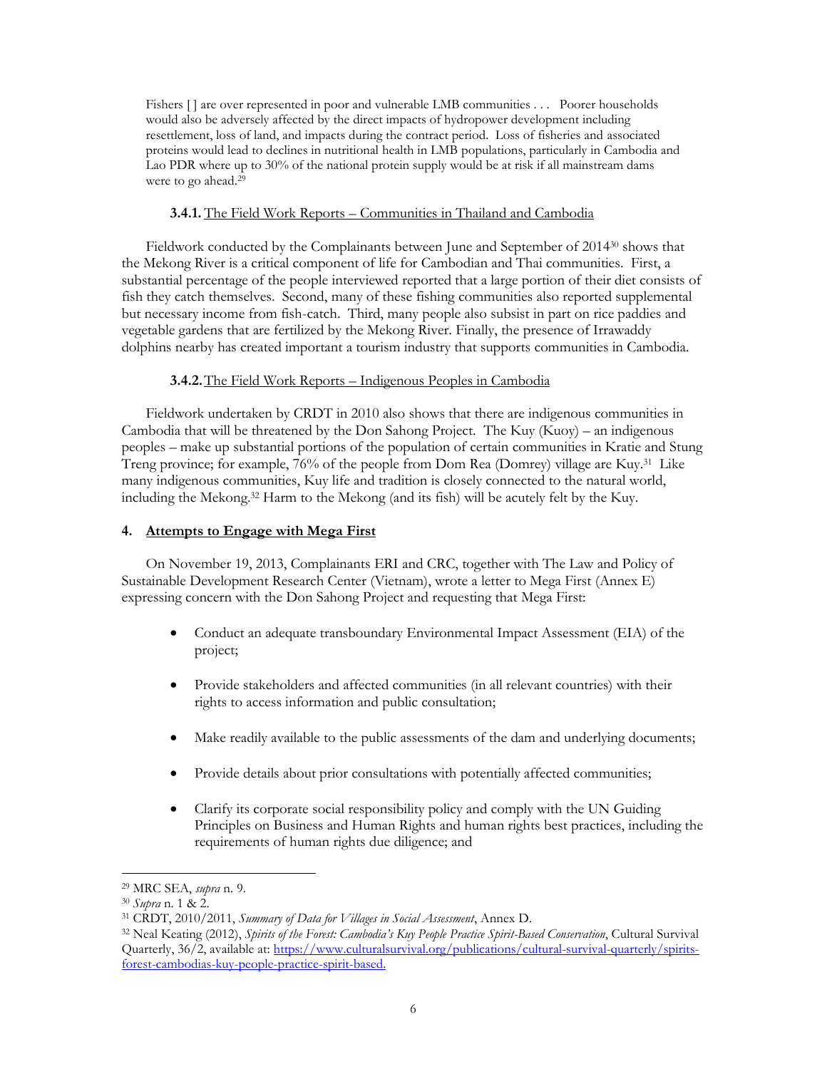> Fishers [] are over represented in poor and vulnerable LMB communities . . . Poorer households would also be adversely affected by the direct impacts of hydropower development including resettlement, loss of land, and impacts during the contract period. Loss of fisheries and associated proteins would lead to declines in nutritional health in LMB populations, particularly in Cambodia and Lao PDR where up to 30% of the national protein supply would be at risk if all mainstream dams were to go ahead.[29]

#### 3.4.1. The Field Work Reports – Communities in Thailand and Cambodia

Fieldwork conducted by the Complainants between June and September of 2014[30] shows that the Mekong River is a critical component of life for Cambodian and Thai communities. First, a substantial percentage of the people interviewed reported that a large portion of their diet consists of fish they catch themselves. Second, many of these fishing communities also reported supplemental but necessary income from fish-catch. Third, many people also subsist in part on rice paddies and vegetable gardens that are fertilized by the Mekong River. Finally, the presence of Irrawaddy dolphins nearby has created important a tourism industry that supports communities in Cambodia.

#### 3.4.2. The Field Work Reports – Indigenous Peoples in Cambodia

Fieldwork undertaken by CRDT in 2010 also shows that there are indigenous communities in Cambodia that will be threatened by the Don Sahong Project. The Kuy (Kuoy) – an indigenous peoples – make up substantial portions of the population of certain communities in Kratie and Stung Treng province; for example, 76% of the people from Dom Rea (Domrey) village are Kuy.[31] Like many indigenous communities, Kuy life and tradition is closely connected to the natural world, including the Mekong.[32] Harm to the Mekong (and its fish) will be acutely felt by the Kuy.

### 4. Attempts to Engage with Mega First

On November 19, 2013, Complainants ERI and CRC, together with The Law and Policy of Sustainable Development Research Center (Vietnam), wrote a letter to Mega First (Annex E) expressing concern with the Don Sahong Project and requesting that Mega First:

- Conduct an adequate transboundary Environmental Impact Assessment (EIA) of the project;
- Provide stakeholders and affected communities (in all relevant countries) with their rights to access information and public consultation;
- Make readily available to the public assessments of the dam and underlying documents;
- Provide details about prior consultations with potentially affected communities;
- Clarify its corporate social responsibility policy and comply with the UN Guiding Principles on Business and Human Rights and human rights best practices, including the requirements of human rights due diligence; and

---

[29] MRC SEA, *supra* n. 9.

[30] *Supra* n. 1 & 2.

[31] CRDT, 2010/2011, *Summary of Data for Villages in Social Assessment*, Annex D.

[32] Neal Keating (2012), *Spirits of the Forest: Cambodia's Kuy People Practice Spirit-Based Conservation*, Cultural Survival Quarterly, 36/2, available at: https://www.culturalsurvival.org/publications/cultural-survival-quarterly/spirits-forest-cambodias-kuy-people-practice-spirit-based.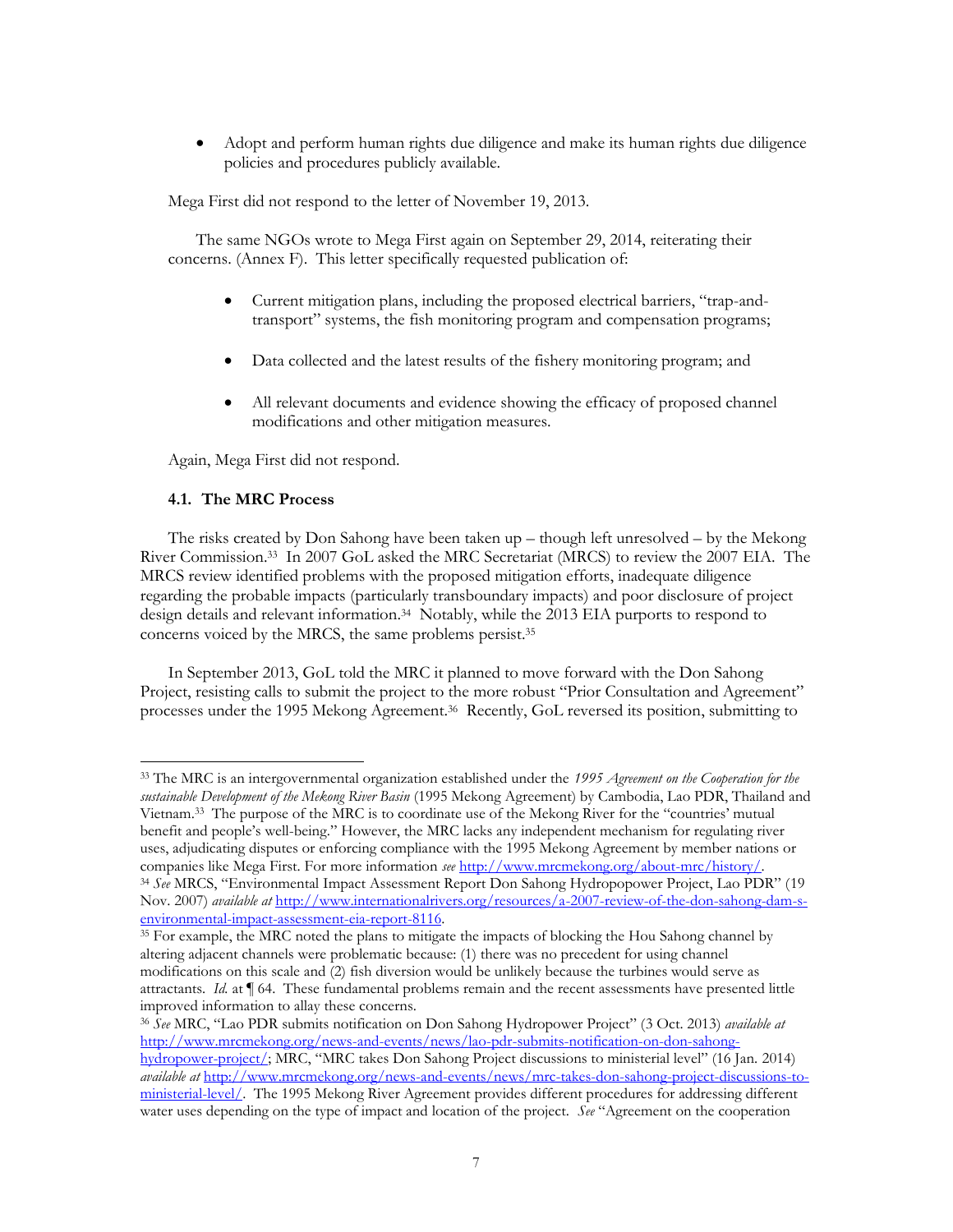- Adopt and perform human rights due diligence and make its human rights due diligence policies and procedures publicly available.

Mega First did not respond to the letter of November 19, 2013.

The same NGOs wrote to Mega First again on September 29, 2014, reiterating their concerns. (Annex F). This letter specifically requested publication of:

- Current mitigation plans, including the proposed electrical barriers, "trap-and-transport" systems, the fish monitoring program and compensation programs;
- Data collected and the latest results of the fishery monitoring program; and
- All relevant documents and evidence showing the efficacy of proposed channel modifications and other mitigation measures.

Again, Mega First did not respond.

### 4.1. The MRC Process

The risks created by Don Sahong have been taken up – though left unresolved – by the Mekong River Commission.[33] In 2007 GoL asked the MRC Secretariat (MRCS) to review the 2007 EIA. The MRCS review identified problems with the proposed mitigation efforts, inadequate diligence regarding the probable impacts (particularly transboundary impacts) and poor disclosure of project design details and relevant information.[34] Notably, while the 2013 EIA purports to respond to concerns voiced by the MRCS, the same problems persist.[35]

In September 2013, GoL told the MRC it planned to move forward with the Don Sahong Project, resisting calls to submit the project to the more robust "Prior Consultation and Agreement" processes under the 1995 Mekong Agreement.[36] Recently, GoL reversed its position, submitting to

---

[33] The MRC is an intergovernmental organization established under the *1995 Agreement on the Cooperation for the sustainable Development of the Mekong River Basin* (1995 Mekong Agreement) by Cambodia, Lao PDR, Thailand and Vietnam.[33] The purpose of the MRC is to coordinate use of the Mekong River for the "countries' mutual benefit and people's well-being." However, the MRC lacks any independent mechanism for regulating river uses, adjudicating disputes or enforcing compliance with the 1995 Mekong Agreement by member nations or companies like Mega First. For more information *see* http://www.mrcmekong.org/about-mrc/history/.

[34] *See* MRCS, "Environmental Impact Assessment Report Don Sahong Hydropopower Project, Lao PDR" (19 Nov. 2007) *available at* http://www.internationalrivers.org/resources/a-2007-review-of-the-don-sahong-dam-s-environmental-impact-assessment-eia-report-8116.

[35] For example, the MRC noted the plans to mitigate the impacts of blocking the Hou Sahong channel by altering adjacent channels were problematic because: (1) there was no precedent for using channel modifications on this scale and (2) fish diversion would be unlikely because the turbines would serve as attractants. *Id.* at ¶ 64. These fundamental problems remain and the recent assessments have presented little improved information to allay these concerns.

[36] *See* MRC, "Lao PDR submits notification on Don Sahong Hydropower Project" (3 Oct. 2013) *available at* http://www.mrcmekong.org/news-and-events/news/lao-pdr-submits-notification-on-don-sahong-hydropower-project/; MRC, "MRC takes Don Sahong Project discussions to ministerial level" (16 Jan. 2014) *available at* http://www.mrcmekong.org/news-and-events/news/mrc-takes-don-sahong-project-discussions-to-ministerial-level/. The 1995 Mekong River Agreement provides different procedures for addressing different water uses depending on the type of impact and location of the project. *See* "Agreement on the cooperation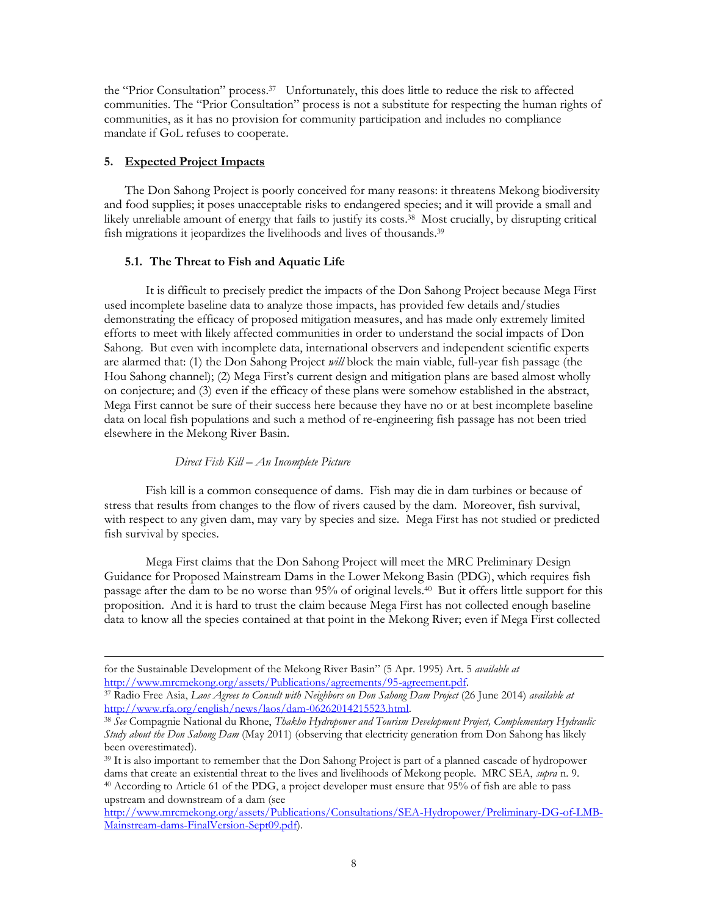the "Prior Consultation" process.[37] Unfortunately, this does little to reduce the risk to affected communities. The "Prior Consultation" process is not a substitute for respecting the human rights of communities, as it has no provision for community participation and includes no compliance mandate if GoL refuses to cooperate.

## 5. Expected Project Impacts

The Don Sahong Project is poorly conceived for many reasons: it threatens Mekong biodiversity and food supplies; it poses unacceptable risks to endangered species; and it will provide a small and likely unreliable amount of energy that fails to justify its costs.[38] Most crucially, by disrupting critical fish migrations it jeopardizes the livelihoods and lives of thousands.[39]

### 5.1. The Threat to Fish and Aquatic Life

It is difficult to precisely predict the impacts of the Don Sahong Project because Mega First used incomplete baseline data to analyze those impacts, has provided few details and/studies demonstrating the efficacy of proposed mitigation measures, and has made only extremely limited efforts to meet with likely affected communities in order to understand the social impacts of Don Sahong. But even with incomplete data, international observers and independent scientific experts are alarmed that: (1) the Don Sahong Project *will* block the main viable, full-year fish passage (the Hou Sahong channel); (2) Mega First's current design and mitigation plans are based almost wholly on conjecture; and (3) even if the efficacy of these plans were somehow established in the abstract, Mega First cannot be sure of their success here because they have no or at best incomplete baseline data on local fish populations and such a method of re-engineering fish passage has not been tried elsewhere in the Mekong River Basin.

*Direct Fish Kill – An Incomplete Picture*

Fish kill is a common consequence of dams. Fish may die in dam turbines or because of stress that results from changes to the flow of rivers caused by the dam. Moreover, fish survival, with respect to any given dam, may vary by species and size. Mega First has not studied or predicted fish survival by species.

Mega First claims that the Don Sahong Project will meet the MRC Preliminary Design Guidance for Proposed Mainstream Dams in the Lower Mekong Basin (PDG), which requires fish passage after the dam to be no worse than 95% of original levels.[40] But it offers little support for this proposition. And it is hard to trust the claim because Mega First has not collected enough baseline data to know all the species contained at that point in the Mekong River; even if Mega First collected

---

for the Sustainable Development of the Mekong River Basin" (5 Apr. 1995) Art. 5 *available at* http://www.mrcmekong.org/assets/Publications/agreements/95-agreement.pdf.

[37] Radio Free Asia, *Laos Agrees to Consult with Neighbors on Don Sahong Dam Project* (26 June 2014) *available at* http://www.rfa.org/english/news/laos/dam-06262014215523.html.

[38] *See* Compagnie National du Rhone, *Thakho Hydropower and Tourism Development Project, Complementary Hydraulic Study about the Don Sahong Dam* (May 2011) (observing that electricity generation from Don Sahong has likely been overestimated).

[39] It is also important to remember that the Don Sahong Project is part of a planned cascade of hydropower dams that create an existential threat to the lives and livelihoods of Mekong people. MRC SEA, *supra* n. 9.

[40] According to Article 61 of the PDG, a project developer must ensure that 95% of fish are able to pass upstream and downstream of a dam (see http://www.mrcmekong.org/assets/Publications/Consultations/SEA-Hydropower/Preliminary-DG-of-LMB-Mainstream-dams-FinalVersion-Sept09.pdf).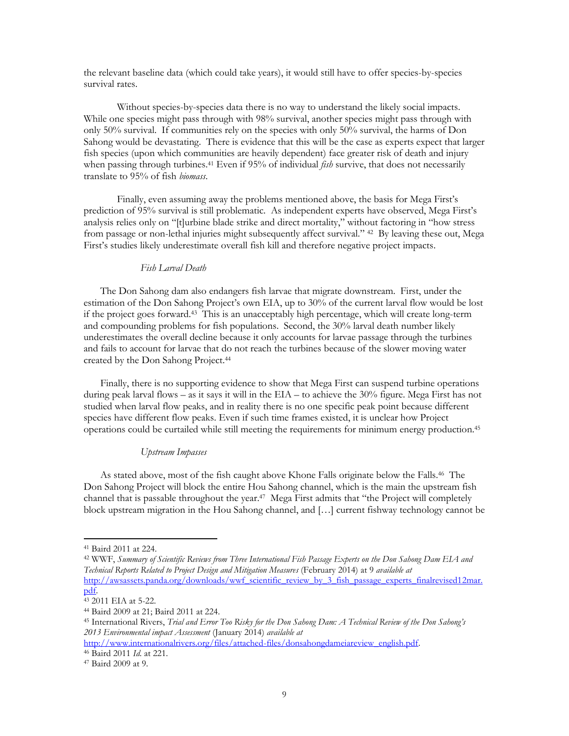the relevant baseline data (which could take years), it would still have to offer species-by-species survival rates.

Without species-by-species data there is no way to understand the likely social impacts. While one species might pass through with 98% survival, another species might pass through with only 50% survival. If communities rely on the species with only 50% survival, the harms of Don Sahong would be devastating. There is evidence that this will be the case as experts expect that larger fish species (upon which communities are heavily dependent) face greater risk of death and injury when passing through turbines.[41] Even if 95% of individual *fish* survive, that does not necessarily translate to 95% of fish *biomass*.

Finally, even assuming away the problems mentioned above, the basis for Mega First's prediction of 95% survival is still problematic. As independent experts have observed, Mega First's analysis relies only on "[t]urbine blade strike and direct mortality," without factoring in "how stress from passage or non-lethal injuries might subsequently affect survival." [42] By leaving these out, Mega First's studies likely underestimate overall fish kill and therefore negative project impacts.

*Fish Larval Death*

The Don Sahong dam also endangers fish larvae that migrate downstream. First, under the estimation of the Don Sahong Project's own EIA, up to 30% of the current larval flow would be lost if the project goes forward.[43] This is an unacceptably high percentage, which will create long-term and compounding problems for fish populations. Second, the 30% larval death number likely underestimates the overall decline because it only accounts for larvae passage through the turbines and fails to account for larvae that do not reach the turbines because of the slower moving water created by the Don Sahong Project.[44]

Finally, there is no supporting evidence to show that Mega First can suspend turbine operations during peak larval flows – as it says it will in the EIA – to achieve the 30% figure. Mega First has not studied when larval flow peaks, and in reality there is no one specific peak point because different species have different flow peaks. Even if such time frames existed, it is unclear how Project operations could be curtailed while still meeting the requirements for minimum energy production.[45]

*Upstream Impasses*

As stated above, most of the fish caught above Khone Falls originate below the Falls.[46] The Don Sahong Project will block the entire Hou Sahong channel, which is the main the upstream fish channel that is passable throughout the year.[47] Mega First admits that "the Project will completely block upstream migration in the Hou Sahong channel, and […] current fishway technology cannot be

---

[41] Baird 2011 at 224.

[42] WWF, *Summary of Scientific Reviews from Three International Fish Passage Experts on the Don Sahong Dam EIA and Technical Reports Related to Project Design and Mitigation Measures* (February 2014) at 9 *available at* http://awsassets.panda.org/downloads/wwf_scientific_review_by_3_fish_passage_experts_finalrevised12mar.pdf.

[43] 2011 EIA at 5-22.

[44] Baird 2009 at 21; Baird 2011 at 224.

[45] International Rivers, *Trial and Error Too Risky for the Don Sahong Dam: A Technical Review of the Don Sahong's 2013 Environmental impact Assessment* (January 2014) *available at* http://www.internationalrivers.org/files/attached-files/donsahongdameiareview_english.pdf.

[46] Baird 2011 *Id.* at 221.

[47] Baird 2009 at 9.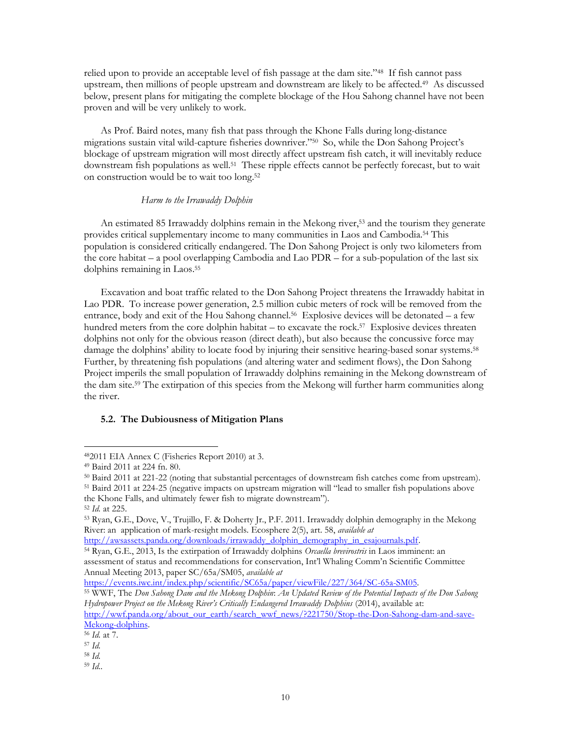relied upon to provide an acceptable level of fish passage at the dam site."[48] If fish cannot pass upstream, then millions of people upstream and downstream are likely to be affected.[49] As discussed below, present plans for mitigating the complete blockage of the Hou Sahong channel have not been proven and will be very unlikely to work.

As Prof. Baird notes, many fish that pass through the Khone Falls during long-distance migrations sustain vital wild-capture fisheries downriver."[50] So, while the Don Sahong Project's blockage of upstream migration will most directly affect upstream fish catch, it will inevitably reduce downstream fish populations as well.[51] These ripple effects cannot be perfectly forecast, but to wait on construction would be to wait too long.[52]

*Harm to the Irrawaddy Dolphin*

An estimated 85 Irrawaddy dolphins remain in the Mekong river,[53] and the tourism they generate provides critical supplementary income to many communities in Laos and Cambodia.[54] This population is considered critically endangered. The Don Sahong Project is only two kilometers from the core habitat – a pool overlapping Cambodia and Lao PDR – for a sub-population of the last six dolphins remaining in Laos.[55]

Excavation and boat traffic related to the Don Sahong Project threatens the Irrawaddy habitat in Lao PDR. To increase power generation, 2.5 million cubic meters of rock will be removed from the entrance, body and exit of the Hou Sahong channel.[56] Explosive devices will be detonated – a few hundred meters from the core dolphin habitat – to excavate the rock.[57] Explosive devices threaten dolphins not only for the obvious reason (direct death), but also because the concussive force may damage the dolphins' ability to locate food by injuring their sensitive hearing-based sonar systems.[58] Further, by threatening fish populations (and altering water and sediment flows), the Don Sahong Project imperils the small population of Irrawaddy dolphins remaining in the Mekong downstream of the dam site.[59] The extirpation of this species from the Mekong will further harm communities along the river.

### 5.2. The Dubiousness of Mitigation Plans

---

[48] 2011 EIA Annex C (Fisheries Report 2010) at 3.

[49] Baird 2011 at 224 fn. 80.

[50] Baird 2011 at 221-22 (noting that substantial percentages of downstream fish catches come from upstream).

[51] Baird 2011 at 224-25 (negative impacts on upstream migration will "lead to smaller fish populations above the Khone Falls, and ultimately fewer fish to migrate downstream").

[52] *Id.* at 225.

[53] Ryan, G.E., Dove, V., Trujillo, F. & Doherty Jr., P.F. 2011. Irrawaddy dolphin demography in the Mekong River: an application of mark-resight models. Ecosphere 2(5), art. 58, *available at* http://awsassets.panda.org/downloads/irrawaddy_dolphin_demography_in_esajournals.pdf.

[54] Ryan, G.E., 2013, Is the extirpation of Irrawaddy dolphins *Orcaella brevirostris* in Laos imminent: an assessment of status and recommendations for conservation, Int'l Whaling Comm'n Scientific Committee Annual Meeting 2013, paper SC/65a/SM05, *available at* https://events.iwc.int/index.php/scientific/SC65a/paper/viewFile/227/364/SC-65a-SM05.

[55] WWF, The *Don Sahong Dam and the Mekong Dolphin*: *An Updated Review of the Potential Impacts of the Don Sahong Hydropower Project on the Mekong River's Critically Endangered Irrawaddy Dolphins* (2014), available at: http://wwf.panda.org/about_our_earth/search_wwf_news/?221750/Stop-the-Don-Sahong-dam-and-save-Mekong-dolphins.

[56] *Id.* at 7.

[57] *Id.*

[58] *Id.*

[59] *Id.*.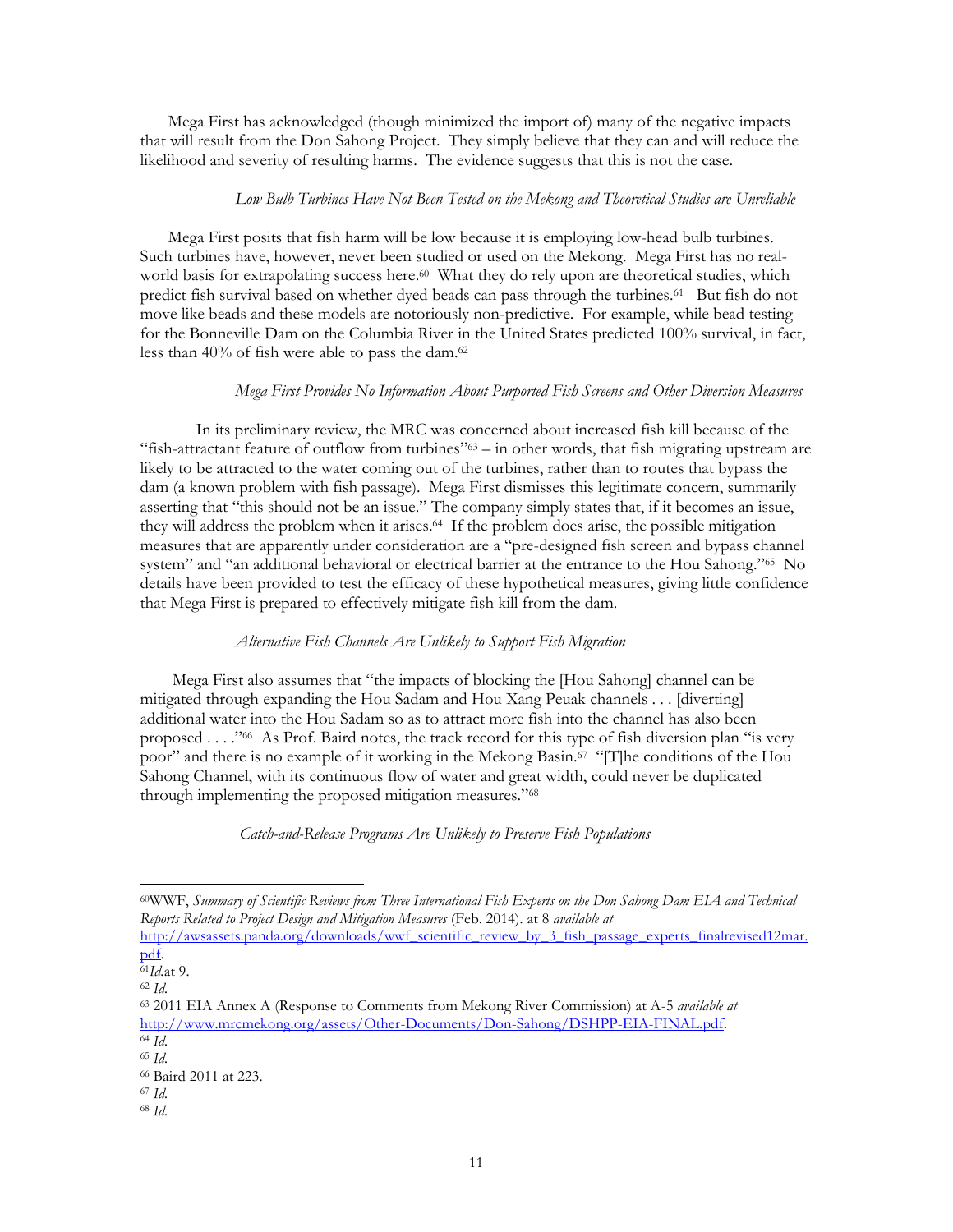Mega First has acknowledged (though minimized the import of) many of the negative impacts that will result from the Don Sahong Project. They simply believe that they can and will reduce the likelihood and severity of resulting harms. The evidence suggests that this is not the case.

*Low Bulb Turbines Have Not Been Tested on the Mekong and Theoretical Studies are Unreliable*

Mega First posits that fish harm will be low because it is employing low-head bulb turbines. Such turbines have, however, never been studied or used on the Mekong. Mega First has no real-world basis for extrapolating success here.[60] What they do rely upon are theoretical studies, which predict fish survival based on whether dyed beads can pass through the turbines.[61] But fish do not move like beads and these models are notoriously non-predictive. For example, while bead testing for the Bonneville Dam on the Columbia River in the United States predicted 100% survival, in fact, less than 40% of fish were able to pass the dam.[62]

*Mega First Provides No Information About Purported Fish Screens and Other Diversion Measures*

In its preliminary review, the MRC was concerned about increased fish kill because of the "fish-attractant feature of outflow from turbines"[63] – in other words, that fish migrating upstream are likely to be attracted to the water coming out of the turbines, rather than to routes that bypass the dam (a known problem with fish passage). Mega First dismisses this legitimate concern, summarily asserting that "this should not be an issue." The company simply states that, if it becomes an issue, they will address the problem when it arises.[64] If the problem does arise, the possible mitigation measures that are apparently under consideration are a "pre-designed fish screen and bypass channel system" and "an additional behavioral or electrical barrier at the entrance to the Hou Sahong."[65] No details have been provided to test the efficacy of these hypothetical measures, giving little confidence that Mega First is prepared to effectively mitigate fish kill from the dam.

*Alternative Fish Channels Are Unlikely to Support Fish Migration*

Mega First also assumes that "the impacts of blocking the [Hou Sahong] channel can be mitigated through expanding the Hou Sadam and Hou Xang Peuak channels . . . [diverting] additional water into the Hou Sadam so as to attract more fish into the channel has also been proposed . . . ."[66] As Prof. Baird notes, the track record for this type of fish diversion plan "is very poor" and there is no example of it working in the Mekong Basin.[67] "[T]he conditions of the Hou Sahong Channel, with its continuous flow of water and great width, could never be duplicated through implementing the proposed mitigation measures."[68]

*Catch-and-Release Programs Are Unlikely to Preserve Fish Populations*

---

[60] WWF, *Summary of Scientific Reviews from Three International Fish Experts on the Don Sahong Dam EIA and Technical Reports Related to Project Design and Mitigation Measures* (Feb. 2014). at 8 *available at* http://awsassets.panda.org/downloads/wwf_scientific_review_by_3_fish_passage_experts_finalrevised12mar.pdf.

[61] *Id.* at 9.

[62] *Id.*

[63] 2011 EIA Annex A (Response to Comments from Mekong River Commission) at A-5 *available at* http://www.mrcmekong.org/assets/Other-Documents/Don-Sahong/DSHPP-EIA-FINAL.pdf.

[64] *Id.*

[65] *Id.*

[66] Baird 2011 at 223.

[67] *Id.*

[68] *Id.*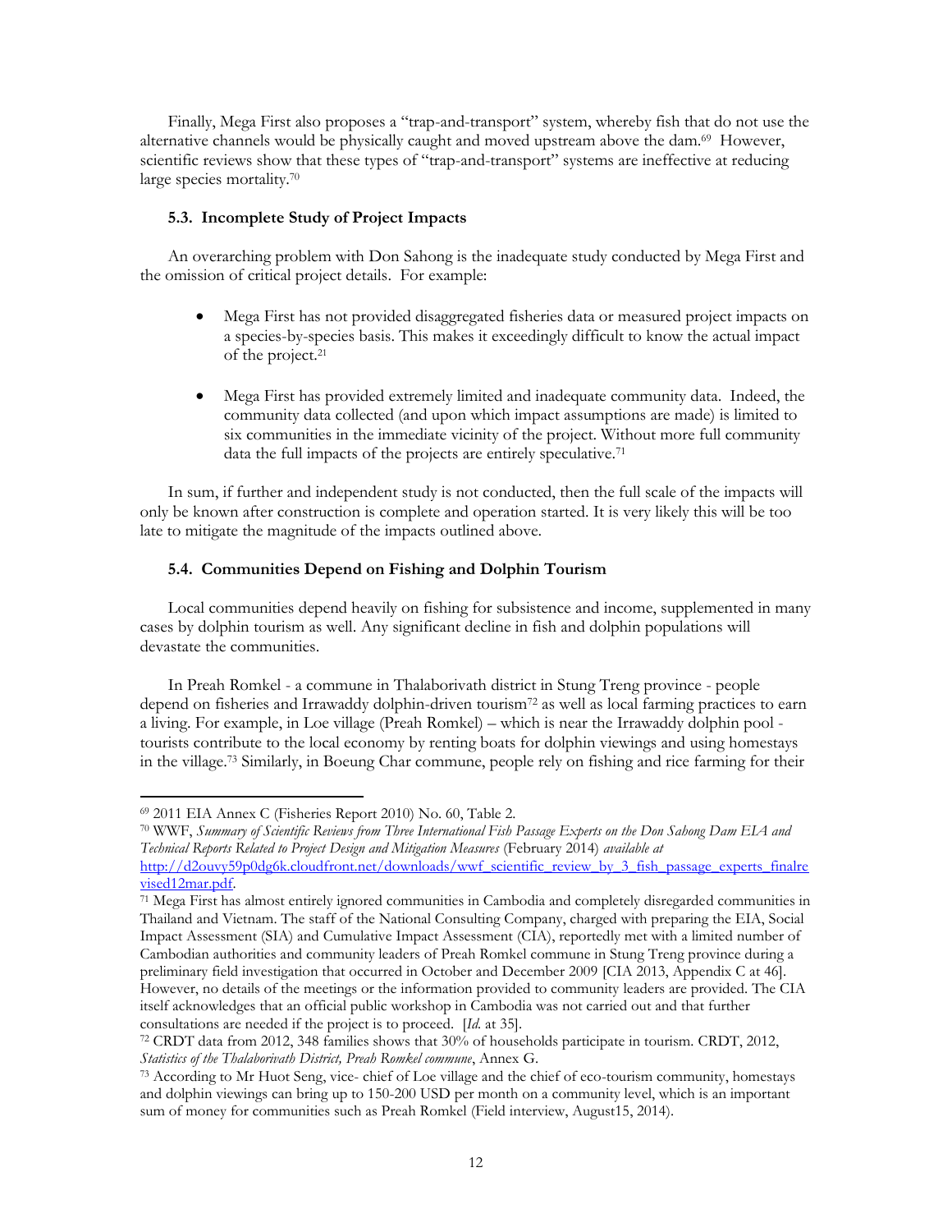Finally, Mega First also proposes a "trap-and-transport" system, whereby fish that do not use the alternative channels would be physically caught and moved upstream above the dam.[69] However, scientific reviews show that these types of "trap-and-transport" systems are ineffective at reducing large species mortality.[70]

### 5.3. Incomplete Study of Project Impacts

An overarching problem with Don Sahong is the inadequate study conducted by Mega First and the omission of critical project details. For example:

- Mega First has not provided disaggregated fisheries data or measured project impacts on a species-by-species basis. This makes it exceedingly difficult to know the actual impact of the project.[21]

- Mega First has provided extremely limited and inadequate community data. Indeed, the community data collected (and upon which impact assumptions are made) is limited to six communities in the immediate vicinity of the project. Without more full community data the full impacts of the projects are entirely speculative.[71]

In sum, if further and independent study is not conducted, then the full scale of the impacts will only be known after construction is complete and operation started. It is very likely this will be too late to mitigate the magnitude of the impacts outlined above.

### 5.4. Communities Depend on Fishing and Dolphin Tourism

Local communities depend heavily on fishing for subsistence and income, supplemented in many cases by dolphin tourism as well. Any significant decline in fish and dolphin populations will devastate the communities.

In Preah Romkel - a commune in Thalaborivath district in Stung Treng province - people depend on fisheries and Irrawaddy dolphin-driven tourism[72] as well as local farming practices to earn a living. For example, in Loe village (Preah Romkel) – which is near the Irrawaddy dolphin pool - tourists contribute to the local economy by renting boats for dolphin viewings and using homestays in the village.[73] Similarly, in Boeung Char commune, people rely on fishing and rice farming for their

---

[69] 2011 EIA Annex C (Fisheries Report 2010) No. 60, Table 2.

[70] WWF, *Summary of Scientific Reviews from Three International Fish Passage Experts on the Don Sahong Dam EIA and Technical Reports Related to Project Design and Mitigation Measures* (February 2014) *available at* http://d2ouvy59p0dg6k.cloudfront.net/downloads/wwf_scientific_review_by_3_fish_passage_experts_finalrevised12mar.pdf.

[71] Mega First has almost entirely ignored communities in Cambodia and completely disregarded communities in Thailand and Vietnam. The staff of the National Consulting Company, charged with preparing the EIA, Social Impact Assessment (SIA) and Cumulative Impact Assessment (CIA), reportedly met with a limited number of Cambodian authorities and community leaders of Preah Romkel commune in Stung Treng province during a preliminary field investigation that occurred in October and December 2009 [CIA 2013, Appendix C at 46]. However, no details of the meetings or the information provided to community leaders are provided. The CIA itself acknowledges that an official public workshop in Cambodia was not carried out and that further consultations are needed if the project is to proceed. [*Id.* at 35].

[72] CRDT data from 2012, 348 families shows that 30% of households participate in tourism. CRDT, 2012, *Statistics of the Thalaborivath District, Preah Romkel commune*, Annex G.

[73] According to Mr Huot Seng, vice- chief of Loe village and the chief of eco-tourism community, homestays and dolphin viewings can bring up to 150-200 USD per month on a community level, which is an important sum of money for communities such as Preah Romkel (Field interview, August15, 2014).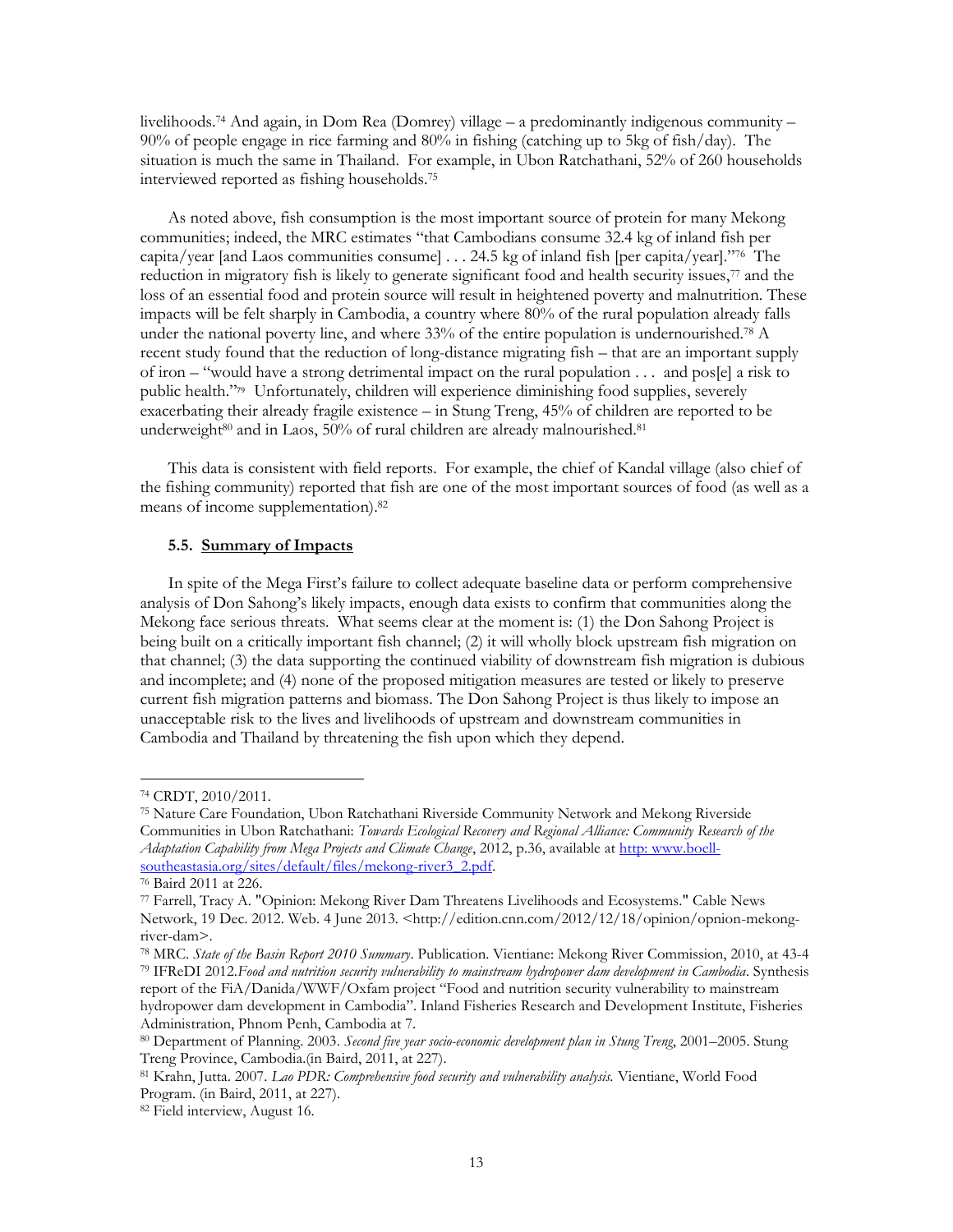livelihoods.[74] And again, in Dom Rea (Domrey) village – a predominantly indigenous community – 90% of people engage in rice farming and 80% in fishing (catching up to 5kg of fish/day). The situation is much the same in Thailand. For example, in Ubon Ratchathani, 52% of 260 households interviewed reported as fishing households.[75]

As noted above, fish consumption is the most important source of protein for many Mekong communities; indeed, the MRC estimates "that Cambodians consume 32.4 kg of inland fish per capita/year [and Laos communities consume] . . . 24.5 kg of inland fish [per capita/year]."[76] The reduction in migratory fish is likely to generate significant food and health security issues,[77] and the loss of an essential food and protein source will result in heightened poverty and malnutrition. These impacts will be felt sharply in Cambodia, a country where 80% of the rural population already falls under the national poverty line, and where 33% of the entire population is undernourished.[78] A recent study found that the reduction of long-distance migrating fish – that are an important supply of iron – "would have a strong detrimental impact on the rural population . . . and pos[e] a risk to public health."[79] Unfortunately, children will experience diminishing food supplies, severely exacerbating their already fragile existence – in Stung Treng, 45% of children are reported to be underweight[80] and in Laos, 50% of rural children are already malnourished.[81]

This data is consistent with field reports. For example, the chief of Kandal village (also chief of the fishing community) reported that fish are one of the most important sources of food (as well as a means of income supplementation).[82]

### 5.5. Summary of Impacts

In spite of the Mega First's failure to collect adequate baseline data or perform comprehensive analysis of Don Sahong's likely impacts, enough data exists to confirm that communities along the Mekong face serious threats. What seems clear at the moment is: (1) the Don Sahong Project is being built on a critically important fish channel; (2) it will wholly block upstream fish migration on that channel; (3) the data supporting the continued viability of downstream fish migration is dubious and incomplete; and (4) none of the proposed mitigation measures are tested or likely to preserve current fish migration patterns and biomass. The Don Sahong Project is thus likely to impose an unacceptable risk to the lives and livelihoods of upstream and downstream communities in Cambodia and Thailand by threatening the fish upon which they depend.

---

[74] CRDT, 2010/2011.

[75] Nature Care Foundation, Ubon Ratchathani Riverside Community Network and Mekong Riverside Communities in Ubon Ratchathani: *Towards Ecological Recovery and Regional Alliance: Community Research of the Adaptation Capability from Mega Projects and Climate Change*, 2012, p.36, available at http: www.boell-southeastasia.org/sites/default/files/mekong-river3_2.pdf.

[76] Baird 2011 at 226.

[77] Farrell, Tracy A. "Opinion: Mekong River Dam Threatens Livelihoods and Ecosystems." Cable News Network, 19 Dec. 2012. Web. 4 June 2013. <http://edition.cnn.com/2012/12/18/opinion/opnion-mekong-river-dam>.

[78] MRC. *State of the Basin Report 2010 Summary*. Publication. Vientiane: Mekong River Commission, 2010, at 43-4

[79] IFReDI 2012.*Food and nutrition security vulnerability to mainstream hydropower dam development in Cambodia*. Synthesis report of the FiA/Danida/WWF/Oxfam project "Food and nutrition security vulnerability to mainstream hydropower dam development in Cambodia". Inland Fisheries Research and Development Institute, Fisheries Administration, Phnom Penh, Cambodia at 7.

[80] Department of Planning. 2003. *Second five year socio-economic development plan in Stung Treng*, 2001–2005. Stung Treng Province, Cambodia.(in Baird, 2011, at 227).

[81] Krahn, Jutta. 2007. *Lao PDR: Comprehensive food security and vulnerability analysis.* Vientiane, World Food Program. (in Baird, 2011, at 227).

[82] Field interview, August 16.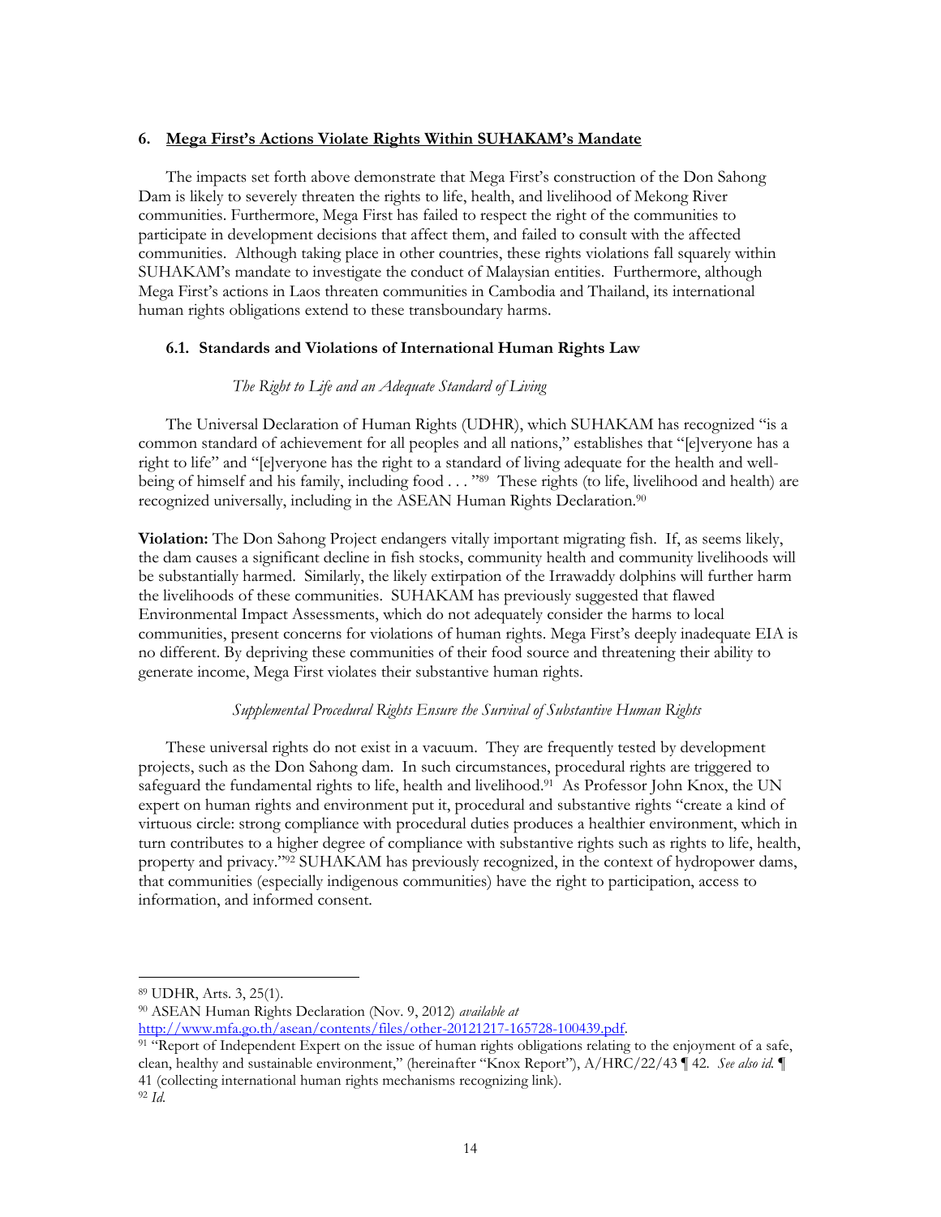### 6. <u>Mega First's Actions Violate Rights Within SUHAKAM's Mandate</u>

The impacts set forth above demonstrate that Mega First's construction of the Don Sahong Dam is likely to severely threaten the rights to life, health, and livelihood of Mekong River communities. Furthermore, Mega First has failed to respect the right of the communities to participate in development decisions that affect them, and failed to consult with the affected communities. Although taking place in other countries, these rights violations fall squarely within SUHAKAM's mandate to investigate the conduct of Malaysian entities. Furthermore, although Mega First's actions in Laos threaten communities in Cambodia and Thailand, its international human rights obligations extend to these transboundary harms.

#### 6.1. Standards and Violations of International Human Rights Law

*The Right to Life and an Adequate Standard of Living*

The Universal Declaration of Human Rights (UDHR), which SUHAKAM has recognized "is a common standard of achievement for all peoples and all nations," establishes that "[e]veryone has a right to life" and "[e]veryone has the right to a standard of living adequate for the health and well-being of himself and his family, including food . . . "[89] These rights (to life, livelihood and health) are recognized universally, including in the ASEAN Human Rights Declaration.[90]

**Violation:** The Don Sahong Project endangers vitally important migrating fish. If, as seems likely, the dam causes a significant decline in fish stocks, community health and community livelihoods will be substantially harmed. Similarly, the likely extirpation of the Irrawaddy dolphins will further harm the livelihoods of these communities. SUHAKAM has previously suggested that flawed Environmental Impact Assessments, which do not adequately consider the harms to local communities, present concerns for violations of human rights. Mega First's deeply inadequate EIA is no different. By depriving these communities of their food source and threatening their ability to generate income, Mega First violates their substantive human rights.

*Supplemental Procedural Rights Ensure the Survival of Substantive Human Rights*

These universal rights do not exist in a vacuum. They are frequently tested by development projects, such as the Don Sahong dam. In such circumstances, procedural rights are triggered to safeguard the fundamental rights to life, health and livelihood.[91] As Professor John Knox, the UN expert on human rights and environment put it, procedural and substantive rights "create a kind of virtuous circle: strong compliance with procedural duties produces a healthier environment, which in turn contributes to a higher degree of compliance with substantive rights such as rights to life, health, property and privacy."[92] SUHAKAM has previously recognized, in the context of hydropower dams, that communities (especially indigenous communities) have the right to participation, access to information, and informed consent.

---

[89] UDHR, Arts. 3, 25(1).

[90] ASEAN Human Rights Declaration (Nov. 9, 2012) *available at* http://www.mfa.go.th/asean/contents/files/other-20121217-165728-100439.pdf.

[91] "Report of Independent Expert on the issue of human rights obligations relating to the enjoyment of a safe, clean, healthy and sustainable environment," (hereinafter "Knox Report"), A/HRC/22/43 ¶ 42. *See also id.* ¶ 41 (collecting international human rights mechanisms recognizing link).

[92] *Id.*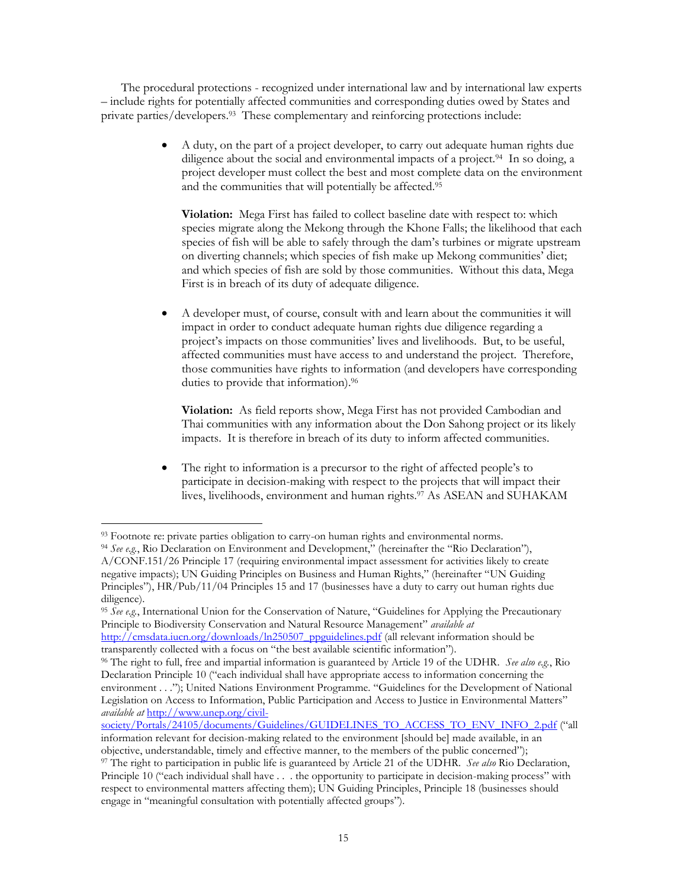The procedural protections - recognized under international law and by international law experts – include rights for potentially affected communities and corresponding duties owed by States and private parties/developers.[93] These complementary and reinforcing protections include:

- A duty, on the part of a project developer, to carry out adequate human rights due diligence about the social and environmental impacts of a project.[94] In so doing, a project developer must collect the best and most complete data on the environment and the communities that will potentially be affected.[95]

  **Violation:** Mega First has failed to collect baseline date with respect to: which species migrate along the Mekong through the Khone Falls; the likelihood that each species of fish will be able to safely through the dam's turbines or migrate upstream on diverting channels; which species of fish make up Mekong communities' diet; and which species of fish are sold by those communities. Without this data, Mega First is in breach of its duty of adequate diligence.

- A developer must, of course, consult with and learn about the communities it will impact in order to conduct adequate human rights due diligence regarding a project's impacts on those communities' lives and livelihoods. But, to be useful, affected communities must have access to and understand the project. Therefore, those communities have rights to information (and developers have corresponding duties to provide that information).[96]

  **Violation:** As field reports show, Mega First has not provided Cambodian and Thai communities with any information about the Don Sahong project or its likely impacts. It is therefore in breach of its duty to inform affected communities.

- The right to information is a precursor to the right of affected people's to participate in decision-making with respect to the projects that will impact their lives, livelihoods, environment and human rights.[97] As ASEAN and SUHAKAM

---

[93] Footnote re: private parties obligation to carry-on human rights and environmental norms.

[94] *See e.g.*, Rio Declaration on Environment and Development," (hereinafter the "Rio Declaration"), A/CONF.151/26 Principle 17 (requiring environmental impact assessment for activities likely to create negative impacts); UN Guiding Principles on Business and Human Rights," (hereinafter "UN Guiding Principles"), HR/Pub/11/04 Principles 15 and 17 (businesses have a duty to carry out human rights due diligence).

[95] *See e.g.*, International Union for the Conservation of Nature, "Guidelines for Applying the Precautionary Principle to Biodiversity Conservation and Natural Resource Management" *available at* http://cmsdata.iucn.org/downloads/ln250507_ppguidelines.pdf (all relevant information should be transparently collected with a focus on "the best available scientific information").

[96] The right to full, free and impartial information is guaranteed by Article 19 of the UDHR. *See also e.g.*, Rio Declaration Principle 10 ("each individual shall have appropriate access to information concerning the environment . . ."); United Nations Environment Programme. "Guidelines for the Development of National Legislation on Access to Information, Public Participation and Access to Justice in Environmental Matters" *available at* http://www.unep.org/civil-society/Portals/24105/documents/Guidelines/GUIDELINES_TO_ACCESS_TO_ENV_INFO_2.pdf ("all information relevant for decision-making related to the environment [should be] made available, in an objective, understandable, timely and effective manner, to the members of the public concerned");

[97] The right to participation in public life is guaranteed by Article 21 of the UDHR. *See also* Rio Declaration, Principle 10 ("each individual shall have . . . the opportunity to participate in decision-making process" with respect to environmental matters affecting them); UN Guiding Principles, Principle 18 (businesses should engage in "meaningful consultation with potentially affected groups").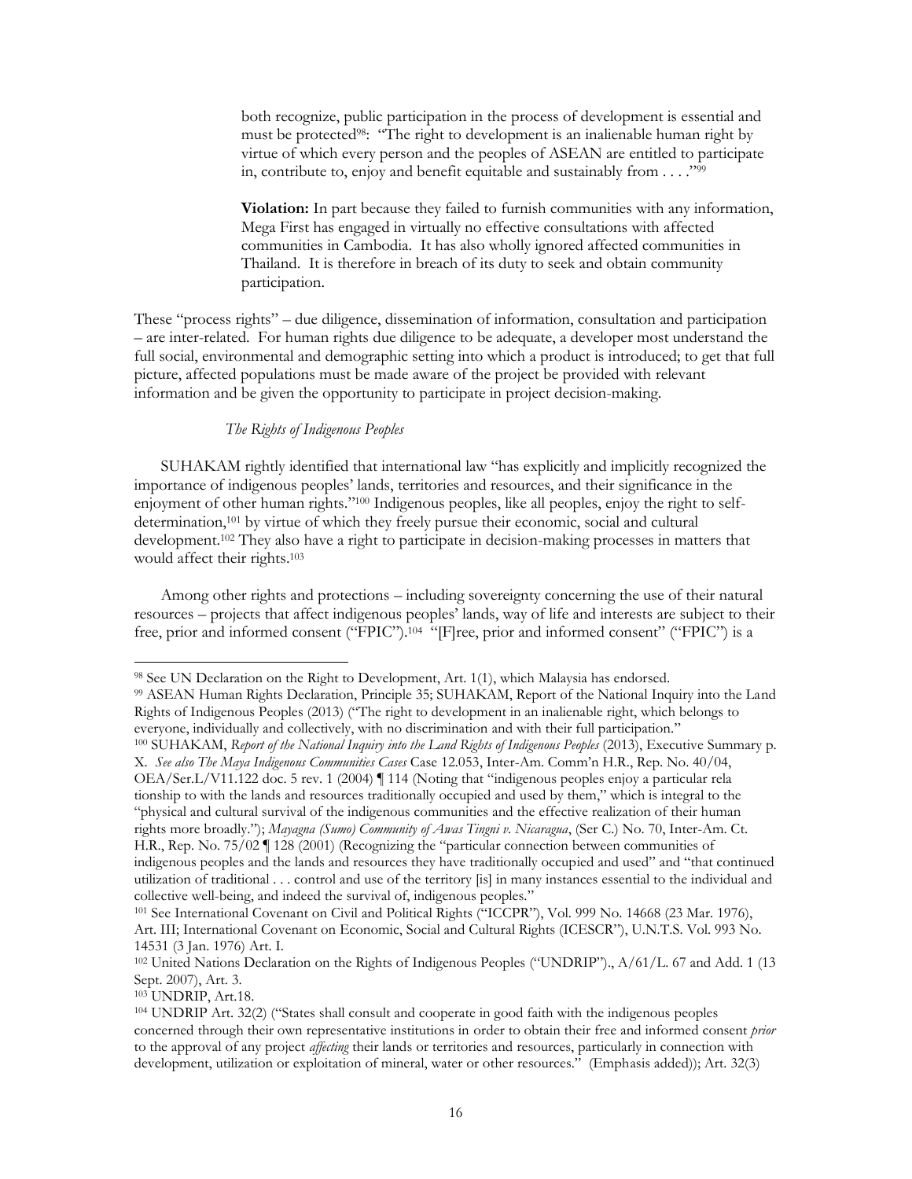both recognize, public participation in the process of development is essential and must be protected[98]: "The right to development is an inalienable human right by virtue of which every person and the peoples of ASEAN are entitled to participate in, contribute to, enjoy and benefit equitable and sustainably from . . . ."[99]

**Violation:** In part because they failed to furnish communities with any information, Mega First has engaged in virtually no effective consultations with affected communities in Cambodia. It has also wholly ignored affected communities in Thailand. It is therefore in breach of its duty to seek and obtain community participation.

These "process rights" – due diligence, dissemination of information, consultation and participation – are inter-related. For human rights due diligence to be adequate, a developer most understand the full social, environmental and demographic setting into which a product is introduced; to get that full picture, affected populations must be made aware of the project be provided with relevant information and be given the opportunity to participate in project decision-making.

*The Rights of Indigenous Peoples*

SUHAKAM rightly identified that international law "has explicitly and implicitly recognized the importance of indigenous peoples' lands, territories and resources, and their significance in the enjoyment of other human rights."[100] Indigenous peoples, like all peoples, enjoy the right to self-determination,[101] by virtue of which they freely pursue their economic, social and cultural development.[102] They also have a right to participate in decision-making processes in matters that would affect their rights.[103]

Among other rights and protections – including sovereignty concerning the use of their natural resources – projects that affect indigenous peoples' lands, way of life and interests are subject to their free, prior and informed consent ("FPIC").[104] "[F]ree, prior and informed consent" ("FPIC") is a

---

[98] See UN Declaration on the Right to Development, Art. 1(1), which Malaysia has endorsed.

[99] ASEAN Human Rights Declaration, Principle 35; SUHAKAM, Report of the National Inquiry into the Land Rights of Indigenous Peoples (2013) ("The right to development in an inalienable right, which belongs to everyone, individually and collectively, with no discrimination and with their full participation."

[100] SUHAKAM, *Report of the National Inquiry into the Land Rights of Indigenous Peoples* (2013), Executive Summary p. X. *See also The Maya Indigenous Communities Cases* Case 12.053, Inter-Am. Comm'n H.R., Rep. No. 40/04, OEA/Ser.L/V11.122 doc. 5 rev. 1 (2004) ¶ 114 (Noting that "indigenous peoples enjoy a particular rela tionship to with the lands and resources traditionally occupied and used by them," which is integral to the "physical and cultural survival of the indigenous communities and the effective realization of their human rights more broadly."); *Mayagna (Sumo) Community of Awas Tingni v. Nicaragua*, (Ser C.) No. 70, Inter-Am. Ct. H.R., Rep. No. 75/02 ¶ 128 (2001) (Recognizing the "particular connection between communities of indigenous peoples and the lands and resources they have traditionally occupied and used" and "that continued utilization of traditional . . . control and use of the territory [is] in many instances essential to the individual and collective well-being, and indeed the survival of, indigenous peoples."

[101] See International Covenant on Civil and Political Rights ("ICCPR"), Vol. 999 No. 14668 (23 Mar. 1976), Art. III; International Covenant on Economic, Social and Cultural Rights (ICESCR"), U.N.T.S. Vol. 993 No. 14531 (3 Jan. 1976) Art. I.

[102] United Nations Declaration on the Rights of Indigenous Peoples ("UNDRIP")., A/61/L. 67 and Add. 1 (13 Sept. 2007), Art. 3.

[103] UNDRIP, Art.18.

[104] UNDRIP Art. 32(2) ("States shall consult and cooperate in good faith with the indigenous peoples concerned through their own representative institutions in order to obtain their free and informed consent *prior* to the approval of any project *affecting* their lands or territories and resources, particularly in connection with development, utilization or exploitation of mineral, water or other resources." (Emphasis added)); Art. 32(3)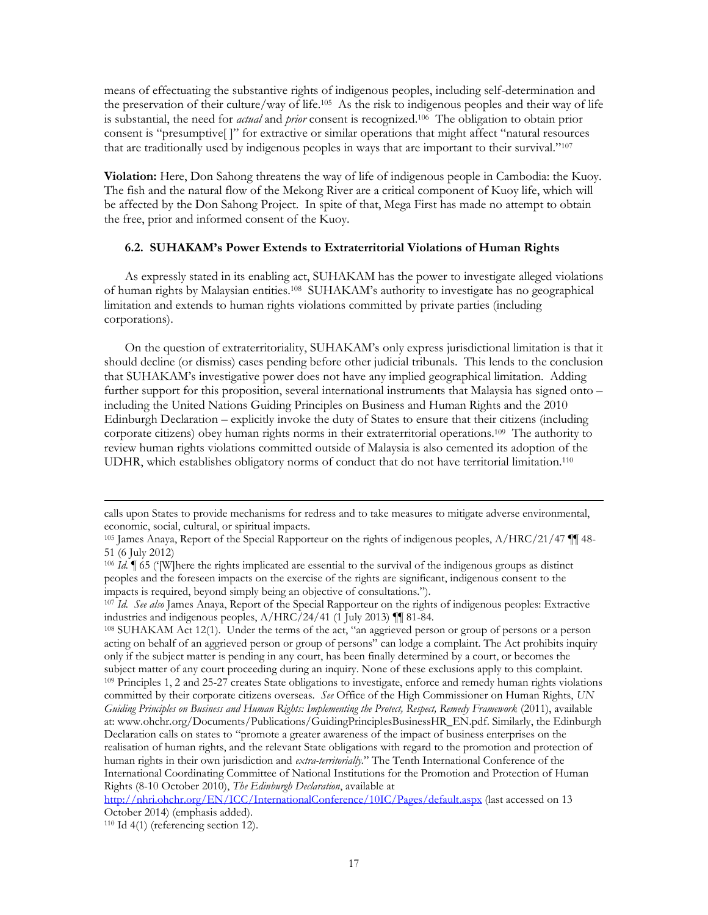means of effectuating the substantive rights of indigenous peoples, including self-determination and the preservation of their culture/way of life.[105] As the risk to indigenous peoples and their way of life is substantial, the need for *actual* and *prior* consent is recognized.[106] The obligation to obtain prior consent is "presumptive[ ]" for extractive or similar operations that might affect "natural resources that are traditionally used by indigenous peoples in ways that are important to their survival."[107]

**Violation:** Here, Don Sahong threatens the way of life of indigenous people in Cambodia: the Kuoy. The fish and the natural flow of the Mekong River are a critical component of Kuoy life, which will be affected by the Don Sahong Project. In spite of that, Mega First has made no attempt to obtain the free, prior and informed consent of the Kuoy.

### 6.2. SUHAKAM's Power Extends to Extraterritorial Violations of Human Rights

As expressly stated in its enabling act, SUHAKAM has the power to investigate alleged violations of human rights by Malaysian entities.[108] SUHAKAM's authority to investigate has no geographical limitation and extends to human rights violations committed by private parties (including corporations).

On the question of extraterritoriality, SUHAKAM's only express jurisdictional limitation is that it should decline (or dismiss) cases pending before other judicial tribunals. This lends to the conclusion that SUHAKAM's investigative power does not have any implied geographical limitation. Adding further support for this proposition, several international instruments that Malaysia has signed onto – including the United Nations Guiding Principles on Business and Human Rights and the 2010 Edinburgh Declaration – explicitly invoke the duty of States to ensure that their citizens (including corporate citizens) obey human rights norms in their extraterritorial operations.[109] The authority to review human rights violations committed outside of Malaysia is also cemented its adoption of the UDHR, which establishes obligatory norms of conduct that do not have territorial limitation.[110]

---

calls upon States to provide mechanisms for redress and to take measures to mitigate adverse environmental, economic, social, cultural, or spiritual impacts.

[105] James Anaya, Report of the Special Rapporteur on the rights of indigenous peoples, A/HRC/21/47 ¶¶ 48-51 (6 July 2012)

[106] *Id.* ¶ 65 ('[W]here the rights implicated are essential to the survival of the indigenous groups as distinct peoples and the foreseen impacts on the exercise of the rights are significant, indigenous consent to the impacts is required, beyond simply being an objective of consultations.").

[107] *Id. See also* James Anaya, Report of the Special Rapporteur on the rights of indigenous peoples: Extractive industries and indigenous peoples, A/HRC/24/41 (1 July 2013) ¶¶ 81-84.

[108] SUHAKAM Act 12(1). Under the terms of the act, "an aggrieved person or group of persons or a person acting on behalf of an aggrieved person or group of persons" can lodge a complaint. The Act prohibits inquiry only if the subject matter is pending in any court, has been finally determined by a court, or becomes the subject matter of any court proceeding during an inquiry. None of these exclusions apply to this complaint.

[109] Principles 1, 2 and 25-27 creates State obligations to investigate, enforce and remedy human rights violations committed by their corporate citizens overseas. *See* Office of the High Commissioner on Human Rights, *UN Guiding Principles on Business and Human Rights: Implementing the Protect, Respect, Remedy Framework* (2011), available at: www.ohchr.org/Documents/Publications/GuidingPrinciplesBusinessHR_EN.pdf. Similarly, the Edinburgh Declaration calls on states to "promote a greater awareness of the impact of business enterprises on the realisation of human rights, and the relevant State obligations with regard to the promotion and protection of human rights in their own jurisdiction and *extra-territorially*." The Tenth International Conference of the International Coordinating Committee of National Institutions for the Promotion and Protection of Human Rights (8-10 October 2010), *The Edinburgh Declaration*, available at http://nhri.ohchr.org/EN/ICC/InternationalConference/10IC/Pages/default.aspx (last accessed on 13 October 2014) (emphasis added).

[110] Id 4(1) (referencing section 12).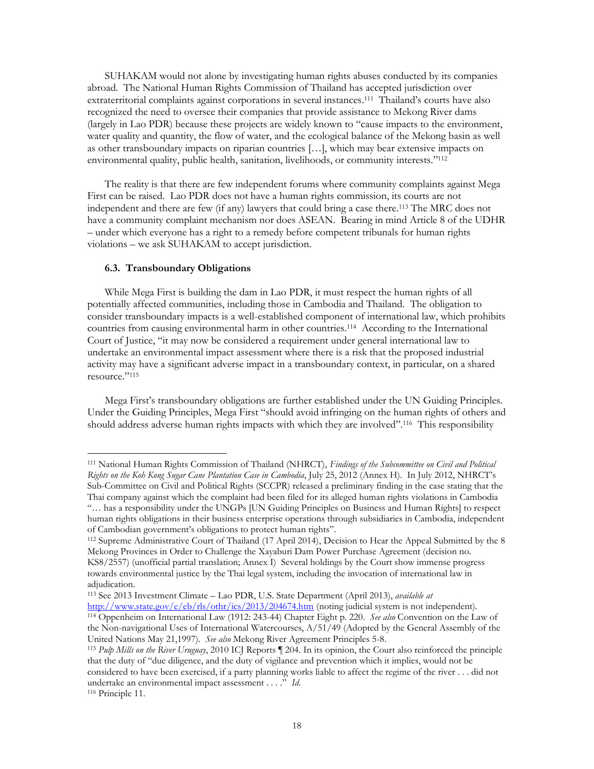SUHAKAM would not alone by investigating human rights abuses conducted by its companies abroad. The National Human Rights Commission of Thailand has accepted jurisdiction over extraterritorial complaints against corporations in several instances.[111] Thailand's courts have also recognized the need to oversee their companies that provide assistance to Mekong River dams (largely in Lao PDR) because these projects are widely known to "cause impacts to the environment, water quality and quantity, the flow of water, and the ecological balance of the Mekong basin as well as other transboundary impacts on riparian countries […], which may bear extensive impacts on environmental quality, public health, sanitation, livelihoods, or community interests."[112]

The reality is that there are few independent forums where community complaints against Mega First can be raised. Lao PDR does not have a human rights commission, its courts are not independent and there are few (if any) lawyers that could bring a case there.[113] The MRC does not have a community complaint mechanism nor does ASEAN. Bearing in mind Article 8 of the UDHR – under which everyone has a right to a remedy before competent tribunals for human rights violations – we ask SUHAKAM to accept jurisdiction.

### 6.3. Transboundary Obligations

While Mega First is building the dam in Lao PDR, it must respect the human rights of all potentially affected communities, including those in Cambodia and Thailand. The obligation to consider transboundary impacts is a well-established component of international law, which prohibits countries from causing environmental harm in other countries.[114] According to the International Court of Justice, "it may now be considered a requirement under general international law to undertake an environmental impact assessment where there is a risk that the proposed industrial activity may have a significant adverse impact in a transboundary context, in particular, on a shared resource."[115]

Mega First's transboundary obligations are further established under the UN Guiding Principles. Under the Guiding Principles, Mega First "should avoid infringing on the human rights of others and should address adverse human rights impacts with which they are involved".[116] This responsibility

---

[111] National Human Rights Commission of Thailand (NHRCT), *Findings of the Subcommittee on Civil and Political Rights on the Koh Kong Sugar Cane Plantation Case in Cambodia*, July 25, 2012 (Annex H). In July 2012, NHRCT's Sub-Committee on Civil and Political Rights (SCCPR) released a preliminary finding in the case stating that the Thai company against which the complaint had been filed for its alleged human rights violations in Cambodia "… has a responsibility under the UNGPs [UN Guiding Principles on Business and Human Rights] to respect human rights obligations in their business enterprise operations through subsidiaries in Cambodia, independent of Cambodian government's obligations to protect human rights".

[112] Supreme Administrative Court of Thailand (17 April 2014), Decision to Hear the Appeal Submitted by the 8 Mekong Provinces in Order to Challenge the Xayaburi Dam Power Purchase Agreement (decision no. KS8/2557) (unofficial partial translation; Annex I) Several holdings by the Court show immense progress towards environmental justice by the Thai legal system, including the invocation of international law in adjudication.

[113] See 2013 Investment Climate – Lao PDR, U.S. State Department (April 2013), *available at* http://www.state.gov/e/eb/rls/othr/ics/2013/204674.htm (noting judicial system is not independent).

[114] Oppenheim on International Law (1912: 243-44) Chapter Eight p. 220. *See also* Convention on the Law of the Non-navigational Uses of International Watercourses, A/51/49 (Adopted by the General Assembly of the United Nations May 21,1997). *See also* Mekong River Agreement Principles 5-8.

[115] *Pulp Mills on the River Uruguay*, 2010 ICJ Reports ¶ 204. In its opinion, the Court also reinforced the principle that the duty of "due diligence, and the duty of vigilance and prevention which it implies, would not be considered to have been exercised, if a party planning works liable to affect the regime of the river . . . did not undertake an environmental impact assessment . . . ." *Id.*

[116] Principle 11.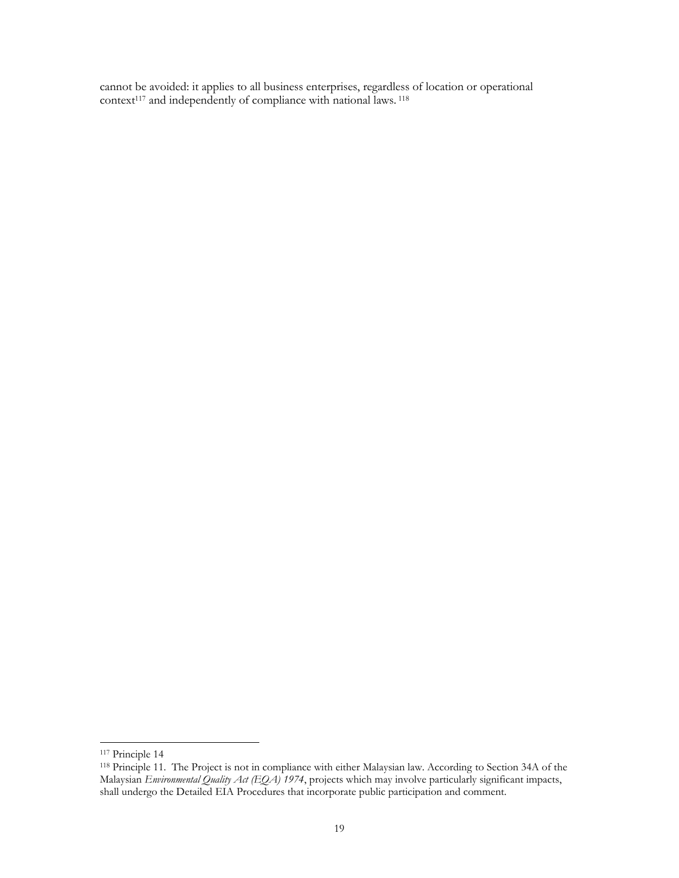cannot be avoided: it applies to all business enterprises, regardless of location or operational context[117] and independently of compliance with national laws. [118]

---

[117] Principle 14

[118] Principle 11. The Project is not in compliance with either Malaysian law. According to Section 34A of the Malaysian *Environmental Quality Act (EQA) 1974*, projects which may involve particularly significant impacts, shall undergo the Detailed EIA Procedures that incorporate public participation and comment.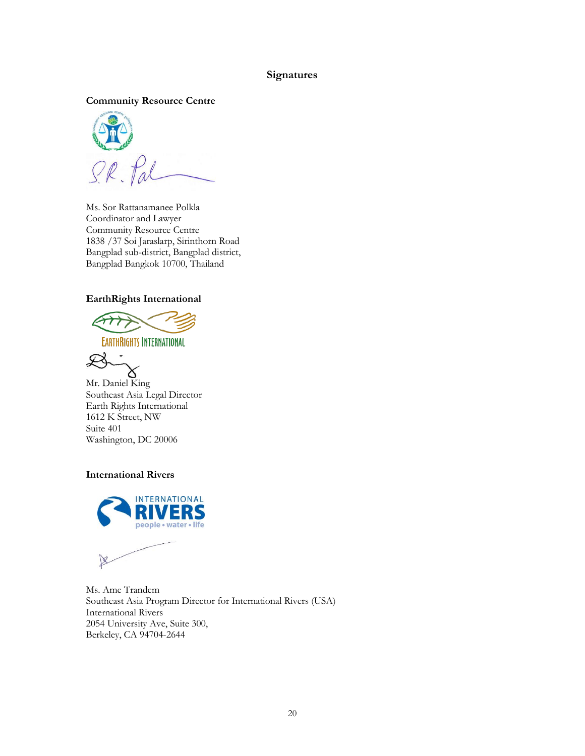## Signatures

**Community Resource Centre**

Ms. Sor Rattanamanee Polkla
Coordinator and Lawyer
Community Resource Centre
1838 /37 Soi Jaraslarp, Sirinthorn Road
Bangplad sub-district, Bangplad district,
Bangplad Bangkok 10700, Thailand

**EarthRights International**

Mr. Daniel King
Southeast Asia Legal Director
Earth Rights International
1612 K Street, NW
Suite 401
Washington, DC 20006

**International Rivers**

Ms. Ame Trandem
Southeast Asia Program Director for International Rivers (USA)
International Rivers
2054 University Ave, Suite 300,
Berkeley, CA 94704-2644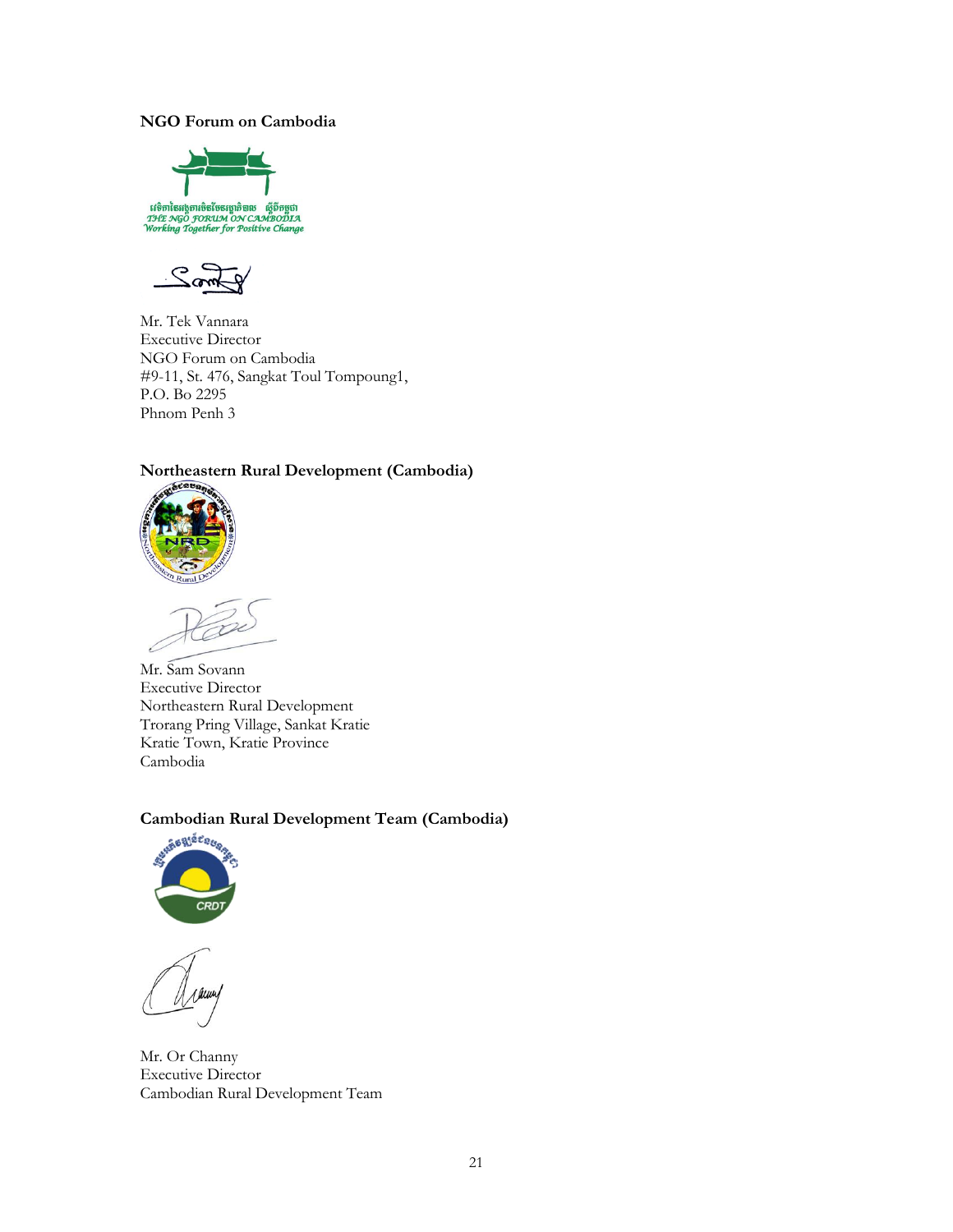**NGO Forum on Cambodia**

Mr. Tek Vannara
Executive Director
NGO Forum on Cambodia
#9-11, St. 476, Sangkat Toul Tompoung1,
P.O. Bo 2295
Phnom Penh 3

**Northeastern Rural Development (Cambodia)**

Mr. Sam Sovann
Executive Director
Northeastern Rural Development
Trorang Pring Village, Sankat Kratie
Kratie Town, Kratie Province
Cambodia

**Cambodian Rural Development Team (Cambodia)**

Mr. Or Channy
Executive Director
Cambodian Rural Development Team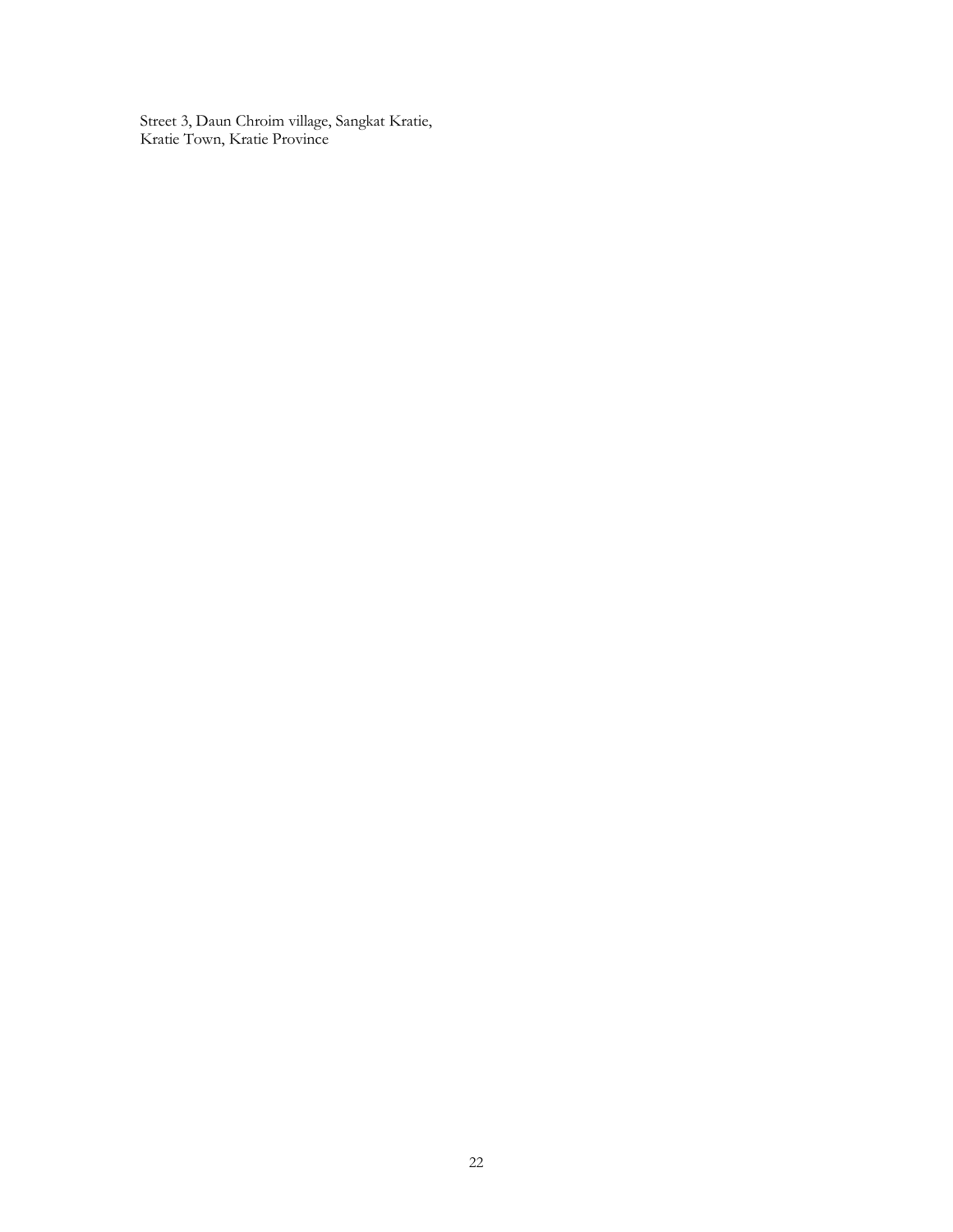Street 3, Daun Chroim village, Sangkat Kratie,
Kratie Town, Kratie Province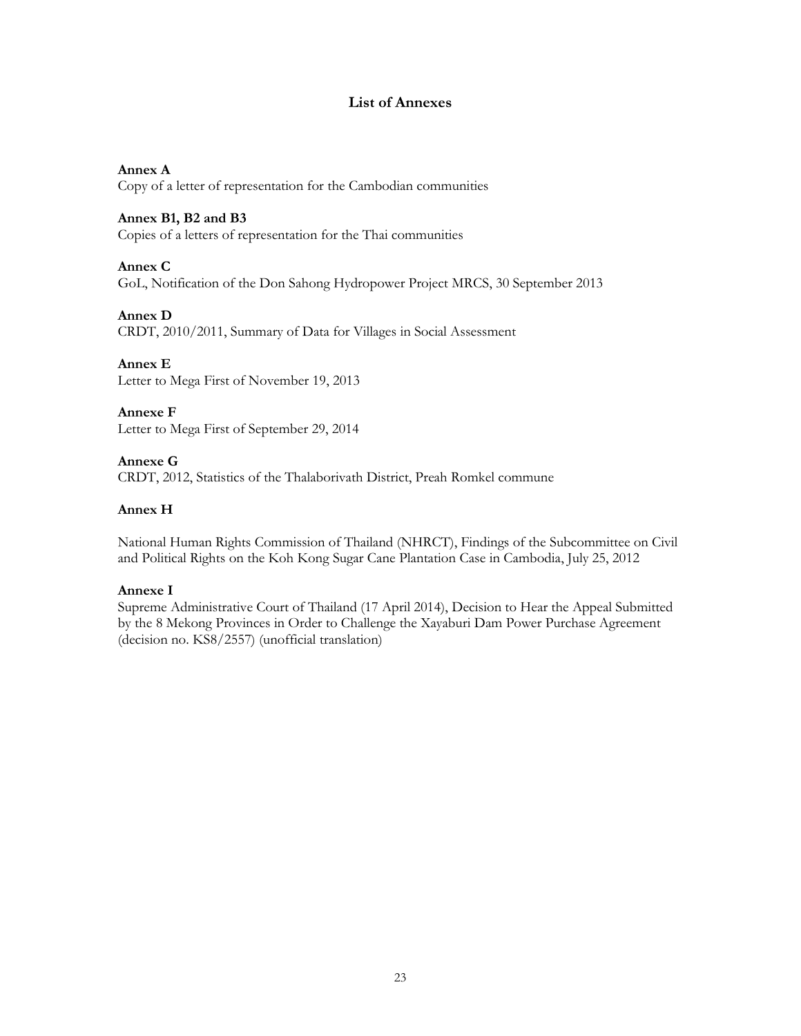## List of Annexes

**Annex A**
Copy of a letter of representation for the Cambodian communities

**Annex B1, B2 and B3**
Copies of a letters of representation for the Thai communities

**Annex C**
GoL, Notification of the Don Sahong Hydropower Project MRCS, 30 September 2013

**Annex D**
CRDT, 2010/2011, Summary of Data for Villages in Social Assessment

**Annex E**
Letter to Mega First of November 19, 2013

**Annexe F**
Letter to Mega First of September 29, 2014

**Annexe G**
CRDT, 2012, Statistics of the Thalaborivath District, Preah Romkel commune

**Annex H**

National Human Rights Commission of Thailand (NHRCT), Findings of the Subcommittee on Civil and Political Rights on the Koh Kong Sugar Cane Plantation Case in Cambodia, July 25, 2012

**Annexe I**
Supreme Administrative Court of Thailand (17 April 2014), Decision to Hear the Appeal Submitted by the 8 Mekong Provinces in Order to Challenge the Xayaburi Dam Power Purchase Agreement (decision no. KS8/2557) (unofficial translation)